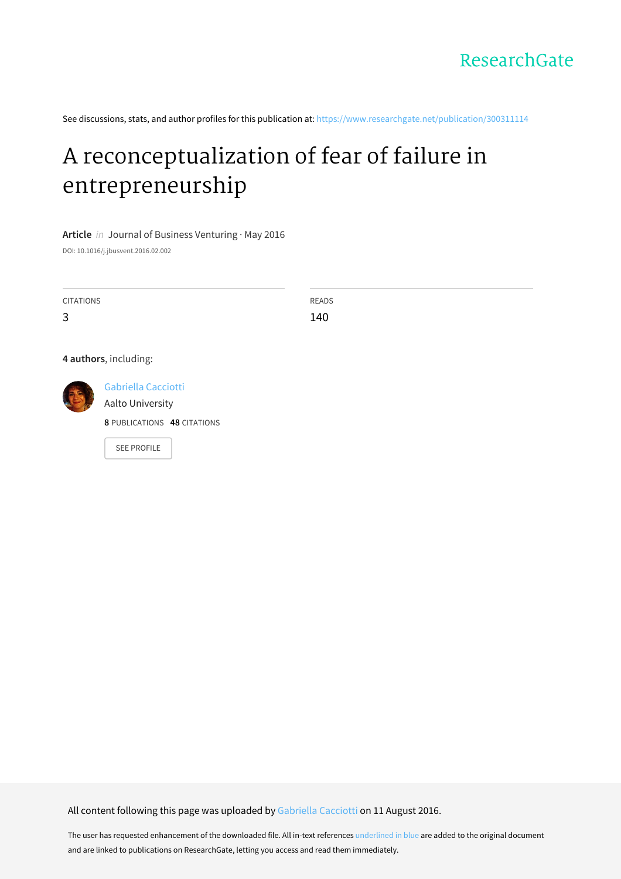ResearchGate

See discussions, stats, and author profiles for this publication at: https://www.researchgate.net/publication/300311114

# A reconceptualization of fear of failure in entrepreneurship

**Article** *in* Journal of Business Venturing · May 2016

DOI: 10.1016/j.jbusvent.2016.02.002

| CITATIONS | READS |
|---|---|
| 3 | 140 |

**4 authors**, including:

Gabriella Cacciotti
Aalto University
**8** PUBLICATIONS **48** CITATIONS

SEE PROFILE

All content following this page was uploaded by Gabriella Cacciotti on 11 August 2016.

The user has requested enhancement of the downloaded file. All in-text references underlined in blue are added to the original document and are linked to publications on ResearchGate, letting you access and read them immediately.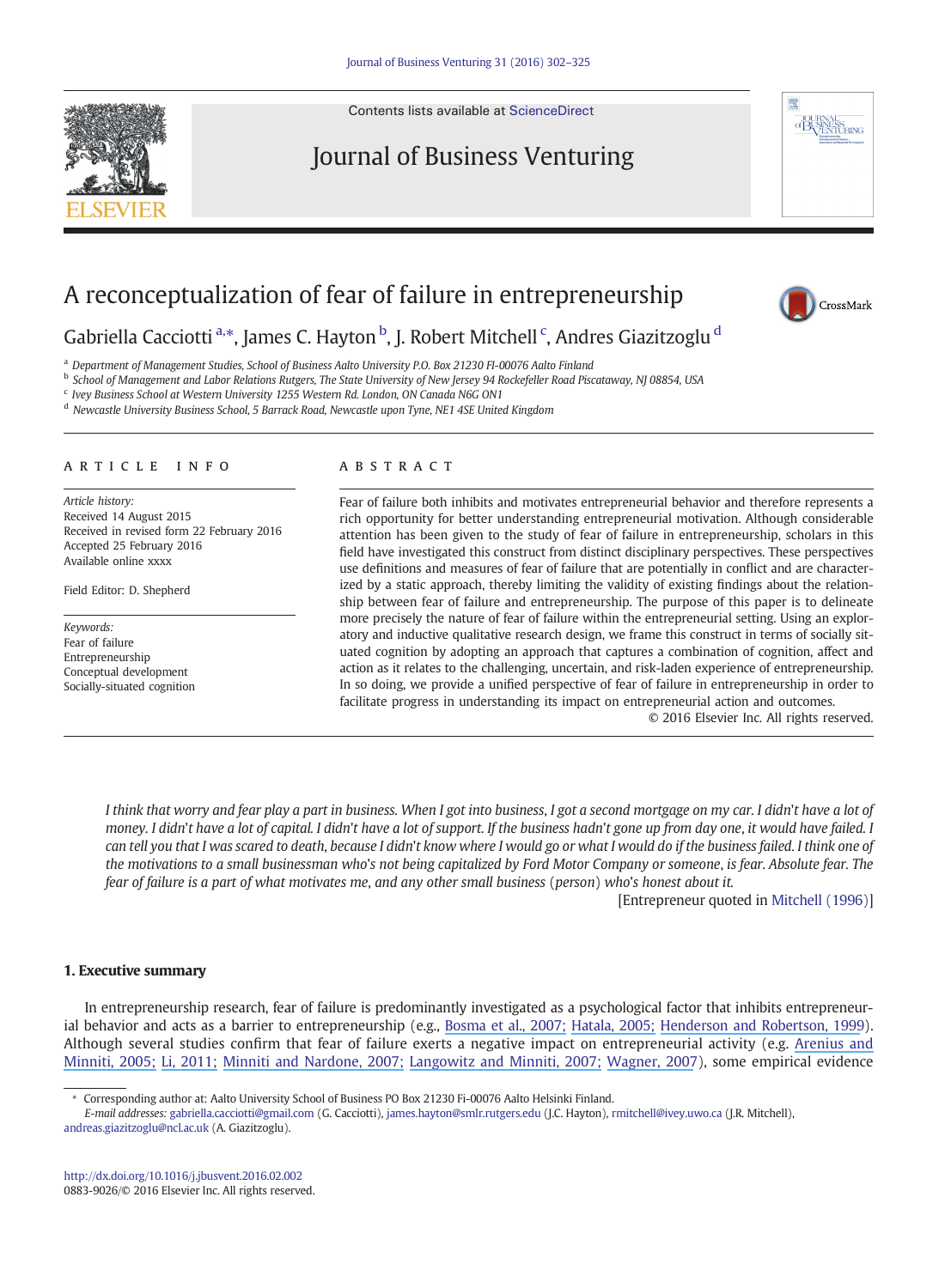# A reconceptualization of fear of failure in entrepreneurship

Gabriella Cacciotti [a,*], James C. Hayton [b], J. Robert Mitchell [c], Andres Giazitzoglu [d]

[a] Department of Management Studies, School of Business Aalto University P.O. Box 21230 FI-00076 Aalto Finland
[b] School of Management and Labor Relations Rutgers, The State University of New Jersey 94 Rockefeller Road Piscataway, NJ 08854, USA
[c] Ivey Business School at Western University 1255 Western Rd. London, ON Canada N6G ON1
[d] Newcastle University Business School, 5 Barrack Road, Newcastle upon Tyne, NE1 4SE United Kingdom

**ARTICLE INFO**

*Article history:*
Received 14 August 2015
Received in revised form 22 February 2016
Accepted 25 February 2016
Available online xxxx

Field Editor: D. Shepherd

*Keywords:*
Fear of failure
Entrepreneurship
Conceptual development
Socially-situated cognition

**ABSTRACT**

Fear of failure both inhibits and motivates entrepreneurial behavior and therefore represents a rich opportunity for better understanding entrepreneurial motivation. Although considerable attention has been given to the study of fear of failure in entrepreneurship, scholars in this field have investigated this construct from distinct disciplinary perspectives. These perspectives use definitions and measures of fear of failure that are potentially in conflict and are characterized by a static approach, thereby limiting the validity of existing findings about the relationship between fear of failure and entrepreneurship. The purpose of this paper is to delineate more precisely the nature of fear of failure within the entrepreneurial setting. Using an exploratory and inductive qualitative research design, we frame this construct in terms of socially situated cognition by adopting an approach that captures a combination of cognition, affect and action as it relates to the challenging, uncertain, and risk-laden experience of entrepreneurship. In so doing, we provide a unified perspective of fear of failure in entrepreneurship in order to facilitate progress in understanding its impact on entrepreneurial action and outcomes.

© 2016 Elsevier Inc. All rights reserved.

> *I think that worry and fear play a part in business. When I got into business, I got a second mortgage on my car. I didn't have a lot of money. I didn't have a lot of capital. I didn't have a lot of support. If the business hadn't gone up from day one, it would have failed. I can tell you that I was scared to death, because I didn't know where I would go or what I would do if the business failed. I think one of the motivations to a small businessman who's not being capitalized by Ford Motor Company or someone, is fear. Absolute fear. The fear of failure is a part of what motivates me, and any other small business (person) who's honest about it.*
>
> [Entrepreneur quoted in Mitchell (1996)]

## 1. Executive summary

In entrepreneurship research, fear of failure is predominantly investigated as a psychological factor that inhibits entrepreneurial behavior and acts as a barrier to entrepreneurship (e.g., Bosma et al., 2007; Hatala, 2005; Henderson and Robertson, 1999). Although several studies confirm that fear of failure exerts a negative impact on entrepreneurial activity (e.g. Arenius and Minniti, 2005; Li, 2011; Minniti and Nardone, 2007; Langowitz and Minniti, 2007; Wagner, 2007), some empirical evidence

* Corresponding author at: Aalto University School of Business PO Box 21230 Fi-00076 Aalto Helsinki Finland.
*E-mail addresses:* gabriella.cacciotti@gmail.com (G. Cacciotti), james.hayton@smlr.rutgers.edu (J.C. Hayton), rmitchell@ivey.uwo.ca (J.R. Mitchell), andreas.giazitzoglu@ncl.ac.uk (A. Giazitzoglu).

http://dx.doi.org/10.1016/j.jbusvent.2016.02.002
0883-9026/© 2016 Elsevier Inc. All rights reserved.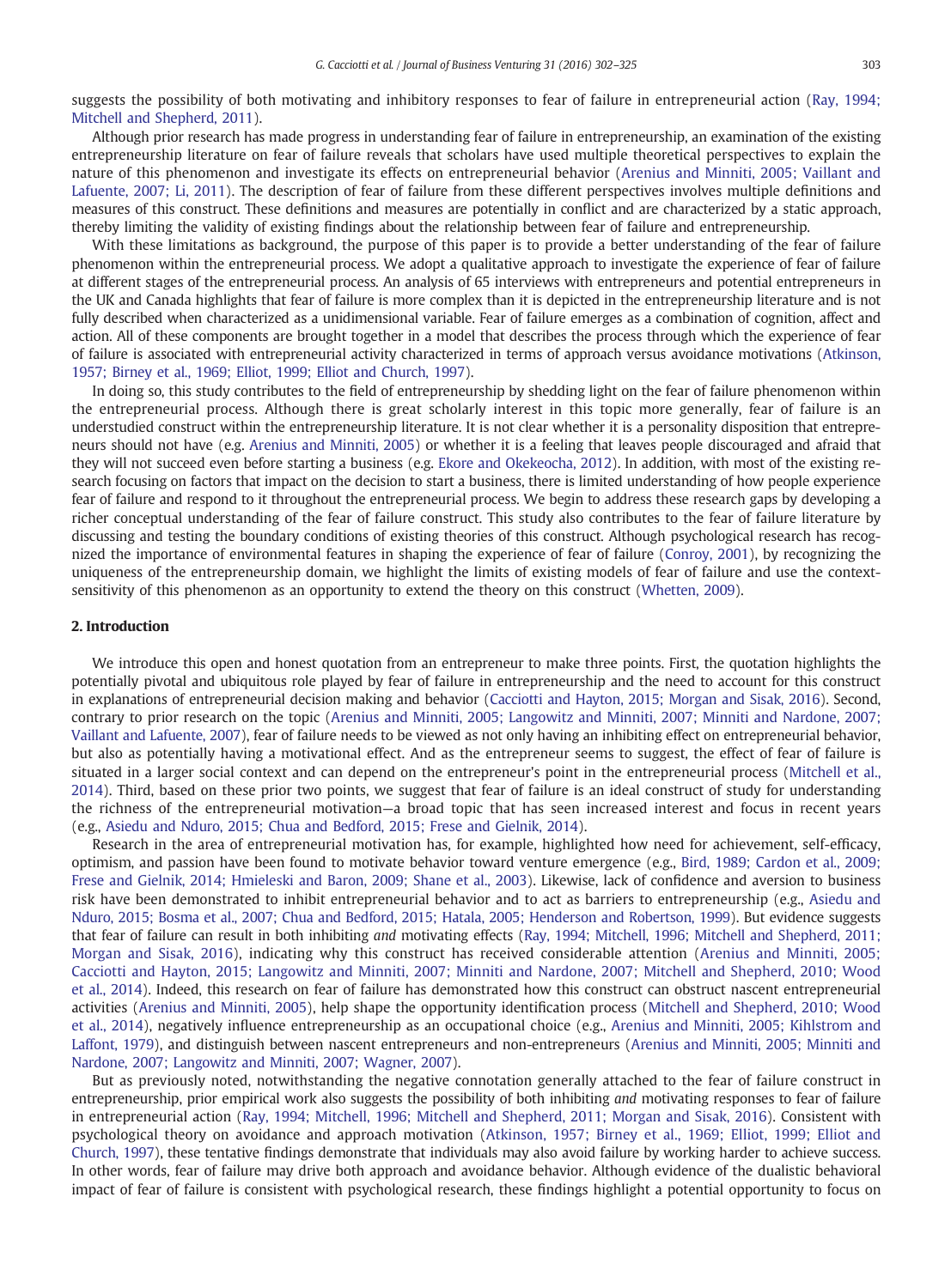suggests the possibility of both motivating and inhibitory responses to fear of failure in entrepreneurial action (Ray, 1994; Mitchell and Shepherd, 2011).

Although prior research has made progress in understanding fear of failure in entrepreneurship, an examination of the existing entrepreneurship literature on fear of failure reveals that scholars have used multiple theoretical perspectives to explain the nature of this phenomenon and investigate its effects on entrepreneurial behavior (Arenius and Minniti, 2005; Vaillant and Lafuente, 2007; Li, 2011). The description of fear of failure from these different perspectives involves multiple definitions and measures of this construct. These definitions and measures are potentially in conflict and are characterized by a static approach, thereby limiting the validity of existing findings about the relationship between fear of failure and entrepreneurship.

With these limitations as background, the purpose of this paper is to provide a better understanding of the fear of failure phenomenon within the entrepreneurial process. We adopt a qualitative approach to investigate the experience of fear of failure at different stages of the entrepreneurial process. An analysis of 65 interviews with entrepreneurs and potential entrepreneurs in the UK and Canada highlights that fear of failure is more complex than it is depicted in the entrepreneurship literature and is not fully described when characterized as a unidimensional variable. Fear of failure emerges as a combination of cognition, affect and action. All of these components are brought together in a model that describes the process through which the experience of fear of failure is associated with entrepreneurial activity characterized in terms of approach versus avoidance motivations (Atkinson, 1957; Birney et al., 1969; Elliot, 1999; Elliot and Church, 1997).

In doing so, this study contributes to the field of entrepreneurship by shedding light on the fear of failure phenomenon within the entrepreneurial process. Although there is great scholarly interest in this topic more generally, fear of failure is an understudied construct within the entrepreneurship literature. It is not clear whether it is a personality disposition that entrepreneurs should not have (e.g. Arenius and Minniti, 2005) or whether it is a feeling that leaves people discouraged and afraid that they will not succeed even before starting a business (e.g. Ekore and Okekeocha, 2012). In addition, with most of the existing research focusing on factors that impact on the decision to start a business, there is limited understanding of how people experience fear of failure and respond to it throughout the entrepreneurial process. We begin to address these research gaps by developing a richer conceptual understanding of the fear of failure construct. This study also contributes to the fear of failure literature by discussing and testing the boundary conditions of existing theories of this construct. Although psychological research has recognized the importance of environmental features in shaping the experience of fear of failure (Conroy, 2001), by recognizing the uniqueness of the entrepreneurship domain, we highlight the limits of existing models of fear of failure and use the context-sensitivity of this phenomenon as an opportunity to extend the theory on this construct (Whetten, 2009).

## 2. Introduction

We introduce this open and honest quotation from an entrepreneur to make three points. First, the quotation highlights the potentially pivotal and ubiquitous role played by fear of failure in entrepreneurship and the need to account for this construct in explanations of entrepreneurial decision making and behavior (Cacciotti and Hayton, 2015; Morgan and Sisak, 2016). Second, contrary to prior research on the topic (Arenius and Minniti, 2005; Langowitz and Minniti, 2007; Minniti and Nardone, 2007; Vaillant and Lafuente, 2007), fear of failure needs to be viewed as not only having an inhibiting effect on entrepreneurial behavior, but also as potentially having a motivational effect. And as the entrepreneur seems to suggest, the effect of fear of failure is situated in a larger social context and can depend on the entrepreneur's point in the entrepreneurial process (Mitchell et al., 2014). Third, based on these prior two points, we suggest that fear of failure is an ideal construct of study for understanding the richness of the entrepreneurial motivation—a broad topic that has seen increased interest and focus in recent years (e.g., Asiedu and Nduro, 2015; Chua and Bedford, 2015; Frese and Gielnik, 2014).

Research in the area of entrepreneurial motivation has, for example, highlighted how need for achievement, self-efficacy, optimism, and passion have been found to motivate behavior toward venture emergence (e.g., Bird, 1989; Cardon et al., 2009; Frese and Gielnik, 2014; Hmieleski and Baron, 2009; Shane et al., 2003). Likewise, lack of confidence and aversion to business risk have been demonstrated to inhibit entrepreneurial behavior and to act as barriers to entrepreneurship (e.g., Asiedu and Nduro, 2015; Bosma et al., 2007; Chua and Bedford, 2015; Hatala, 2005; Henderson and Robertson, 1999). But evidence suggests that fear of failure can result in both inhibiting *and* motivating effects (Ray, 1994; Mitchell, 1996; Mitchell and Shepherd, 2011; Morgan and Sisak, 2016), indicating why this construct has received considerable attention (Arenius and Minniti, 2005; Cacciotti and Hayton, 2015; Langowitz and Minniti, 2007; Minniti and Nardone, 2007; Mitchell and Shepherd, 2010; Wood et al., 2014). Indeed, this research on fear of failure has demonstrated how this construct can obstruct nascent entrepreneurial activities (Arenius and Minniti, 2005), help shape the opportunity identification process (Mitchell and Shepherd, 2010; Wood et al., 2014), negatively influence entrepreneurship as an occupational choice (e.g., Arenius and Minniti, 2005; Kihlstrom and Laffont, 1979), and distinguish between nascent entrepreneurs and non-entrepreneurs (Arenius and Minniti, 2005; Minniti and Nardone, 2007; Langowitz and Minniti, 2007; Wagner, 2007).

But as previously noted, notwithstanding the negative connotation generally attached to the fear of failure construct in entrepreneurship, prior empirical work also suggests the possibility of both inhibiting *and* motivating responses to fear of failure in entrepreneurial action (Ray, 1994; Mitchell, 1996; Mitchell and Shepherd, 2011; Morgan and Sisak, 2016). Consistent with psychological theory on avoidance and approach motivation (Atkinson, 1957; Birney et al., 1969; Elliot, 1999; Elliot and Church, 1997), these tentative findings demonstrate that individuals may also avoid failure by working harder to achieve success. In other words, fear of failure may drive both approach and avoidance behavior. Although evidence of the dualistic behavioral impact of fear of failure is consistent with psychological research, these findings highlight a potential opportunity to focus on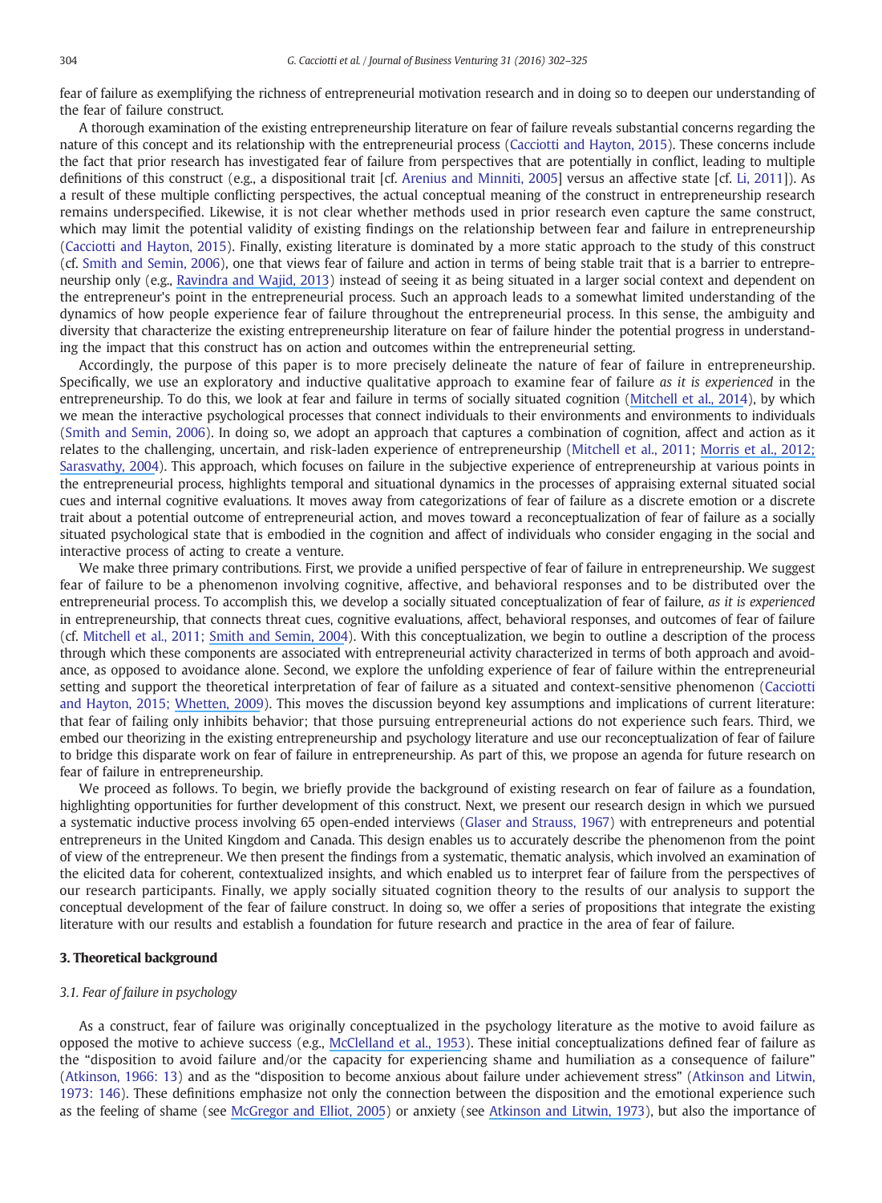fear of failure as exemplifying the richness of entrepreneurial motivation research and in doing so to deepen our understanding of the fear of failure construct.

A thorough examination of the existing entrepreneurship literature on fear of failure reveals substantial concerns regarding the nature of this concept and its relationship with the entrepreneurial process (Cacciotti and Hayton, 2015). These concerns include the fact that prior research has investigated fear of failure from perspectives that are potentially in conflict, leading to multiple definitions of this construct (e.g., a dispositional trait [cf. Arenius and Minniti, 2005] versus an affective state [cf. Li, 2011]). As a result of these multiple conflicting perspectives, the actual conceptual meaning of the construct in entrepreneurship research remains underspecified. Likewise, it is not clear whether methods used in prior research even capture the same construct, which may limit the potential validity of existing findings on the relationship between fear and failure in entrepreneurship (Cacciotti and Hayton, 2015). Finally, existing literature is dominated by a more static approach to the study of this construct (cf. Smith and Semin, 2006), one that views fear of failure and action in terms of being stable trait that is a barrier to entrepreneurship only (e.g., Ravindra and Wajid, 2013) instead of seeing it as being situated in a larger social context and dependent on the entrepreneur's point in the entrepreneurial process. Such an approach leads to a somewhat limited understanding of the dynamics of how people experience fear of failure throughout the entrepreneurial process. In this sense, the ambiguity and diversity that characterize the existing entrepreneurship literature on fear of failure hinder the potential progress in understanding the impact that this construct has on action and outcomes within the entrepreneurial setting.

Accordingly, the purpose of this paper is to more precisely delineate the nature of fear of failure in entrepreneurship. Specifically, we use an exploratory and inductive qualitative approach to examine fear of failure *as it is experienced* in the entrepreneurship. To do this, we look at fear and failure in terms of socially situated cognition (Mitchell et al., 2014), by which we mean the interactive psychological processes that connect individuals to their environments and environments to individuals (Smith and Semin, 2006). In doing so, we adopt an approach that captures a combination of cognition, affect and action as it relates to the challenging, uncertain, and risk-laden experience of entrepreneurship (Mitchell et al., 2011; Morris et al., 2012; Sarasvathy, 2004). This approach, which focuses on failure in the subjective experience of entrepreneurship at various points in the entrepreneurial process, highlights temporal and situational dynamics in the processes of appraising external situated social cues and internal cognitive evaluations. It moves away from categorizations of fear of failure as a discrete emotion or a discrete trait about a potential outcome of entrepreneurial action, and moves toward a reconceptualization of fear of failure as a socially situated psychological state that is embodied in the cognition and affect of individuals who consider engaging in the social and interactive process of acting to create a venture.

We make three primary contributions. First, we provide a unified perspective of fear of failure in entrepreneurship. We suggest fear of failure to be a phenomenon involving cognitive, affective, and behavioral responses and to be distributed over the entrepreneurial process. To accomplish this, we develop a socially situated conceptualization of fear of failure, *as it is experienced* in entrepreneurship, that connects threat cues, cognitive evaluations, affect, behavioral responses, and outcomes of fear of failure (cf. Mitchell et al., 2011; Smith and Semin, 2004). With this conceptualization, we begin to outline a description of the process through which these components are associated with entrepreneurial activity characterized in terms of both approach and avoidance, as opposed to avoidance alone. Second, we explore the unfolding experience of fear of failure within the entrepreneurial setting and support the theoretical interpretation of fear of failure as a situated and context-sensitive phenomenon (Cacciotti and Hayton, 2015; Whetten, 2009). This moves the discussion beyond key assumptions and implications of current literature: that fear of failing only inhibits behavior; that those pursuing entrepreneurial actions do not experience such fears. Third, we embed our theorizing in the existing entrepreneurship and psychology literature and use our reconceptualization of fear of failure to bridge this disparate work on fear of failure in entrepreneurship. As part of this, we propose an agenda for future research on fear of failure in entrepreneurship.

We proceed as follows. To begin, we briefly provide the background of existing research on fear of failure as a foundation, highlighting opportunities for further development of this construct. Next, we present our research design in which we pursued a systematic inductive process involving 65 open-ended interviews (Glaser and Strauss, 1967) with entrepreneurs and potential entrepreneurs in the United Kingdom and Canada. This design enables us to accurately describe the phenomenon from the point of view of the entrepreneur. We then present the findings from a systematic, thematic analysis, which involved an examination of the elicited data for coherent, contextualized insights, and which enabled us to interpret fear of failure from the perspectives of our research participants. Finally, we apply socially situated cognition theory to the results of our analysis to support the conceptual development of the fear of failure construct. In doing so, we offer a series of propositions that integrate the existing literature with our results and establish a foundation for future research and practice in the area of fear of failure.

## 3. Theoretical background

### 3.1. Fear of failure in psychology

As a construct, fear of failure was originally conceptualized in the psychology literature as the motive to avoid failure as opposed the motive to achieve success (e.g., McClelland et al., 1953). These initial conceptualizations defined fear of failure as the "disposition to avoid failure and/or the capacity for experiencing shame and humiliation as a consequence of failure" (Atkinson, 1966: 13) and as the "disposition to become anxious about failure under achievement stress" (Atkinson and Litwin, 1973: 146). These definitions emphasize not only the connection between the disposition and the emotional experience such as the feeling of shame (see McGregor and Elliot, 2005) or anxiety (see Atkinson and Litwin, 1973), but also the importance of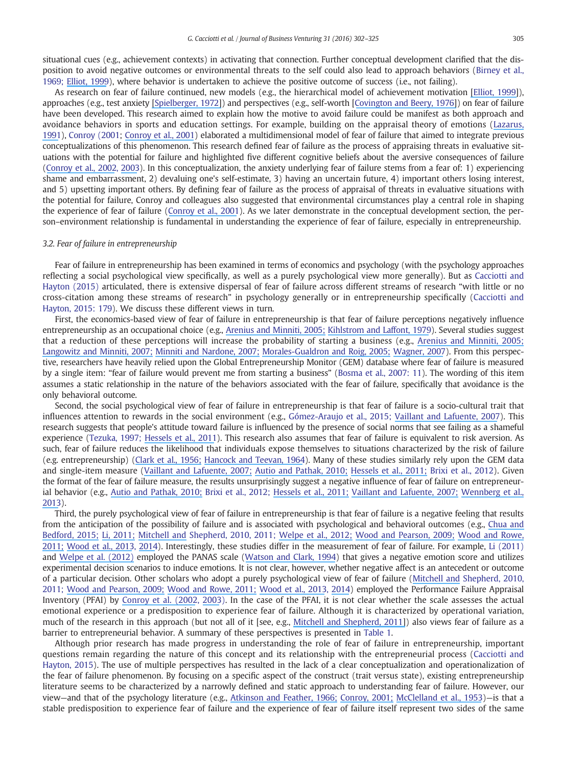situational cues (e.g., achievement contexts) in activating that connection. Further conceptual development clarified that the disposition to avoid negative outcomes or environmental threats to the self could also lead to approach behaviors (Birney et al., 1969; Elliot, 1999), where behavior is undertaken to achieve the positive outcome of success (i.e., not failing).

As research on fear of failure continued, new models (e.g., the hierarchical model of achievement motivation [Elliot, 1999]), approaches (e.g., test anxiety [Spielberger, 1972]) and perspectives (e.g., self-worth [Covington and Beery, 1976]) on fear of failure have been developed. This research aimed to explain how the motive to avoid failure could be manifest as both approach and avoidance behaviors in sports and education settings. For example, building on the appraisal theory of emotions (Lazarus, 1991), Conroy (2001; Conroy et al., 2001) elaborated a multidimensional model of fear of failure that aimed to integrate previous conceptualizations of this phenomenon. This research defined fear of failure as the process of appraising threats in evaluative situations with the potential for failure and highlighted five different cognitive beliefs about the aversive consequences of failure (Conroy et al., 2002, 2003). In this conceptualization, the anxiety underlying fear of failure stems from a fear of: 1) experiencing shame and embarrassment, 2) devaluing one's self-estimate, 3) having an uncertain future, 4) important others losing interest, and 5) upsetting important others. By defining fear of failure as the process of appraisal of threats in evaluative situations with the potential for failure, Conroy and colleagues also suggested that environmental circumstances play a central role in shaping the experience of fear of failure (Conroy et al., 2001). As we later demonstrate in the conceptual development section, the person–environment relationship is fundamental in understanding the experience of fear of failure, especially in entrepreneurship.

### 3.2. Fear of failure in entrepreneurship

Fear of failure in entrepreneurship has been examined in terms of economics and psychology (with the psychology approaches reflecting a social psychological view specifically, as well as a purely psychological view more generally). But as Cacciotti and Hayton (2015) articulated, there is extensive dispersal of fear of failure across different streams of research "with little or no cross-citation among these streams of research" in psychology generally or in entrepreneurship specifically (Cacciotti and Hayton, 2015: 179). We discuss these different views in turn.

First, the economics-based view of fear of failure in entrepreneurship is that fear of failure perceptions negatively influence entrepreneurship as an occupational choice (e.g., Arenius and Minniti, 2005; Kihlstrom and Laffont, 1979). Several studies suggest that a reduction of these perceptions will increase the probability of starting a business (e.g., Arenius and Minniti, 2005; Langowitz and Minniti, 2007; Minniti and Nardone, 2007; Morales-Gualdron and Roig, 2005; Wagner, 2007). From this perspective, researchers have heavily relied upon the Global Entrepreneurship Monitor (GEM) database where fear of failure is measured by a single item: "fear of failure would prevent me from starting a business" (Bosma et al., 2007: 11). The wording of this item assumes a static relationship in the nature of the behaviors associated with the fear of failure, specifically that avoidance is the only behavioral outcome.

Second, the social psychological view of fear of failure in entrepreneurship is that fear of failure is a socio-cultural trait that influences attention to rewards in the social environment (e.g., Gómez-Araujo et al., 2015; Vaillant and Lafuente, 2007). This research suggests that people's attitude toward failure is influenced by the presence of social norms that see failing as a shameful experience (Tezuka, 1997; Hessels et al., 2011). This research also assumes that fear of failure is equivalent to risk aversion. As such, fear of failure reduces the likelihood that individuals expose themselves to situations characterized by the risk of failure (e.g. entrepreneurship) (Clark et al., 1956; Hancock and Teevan, 1964). Many of these studies similarly rely upon the GEM data and single-item measure (Vaillant and Lafuente, 2007; Autio and Pathak, 2010; Hessels et al., 2011; Brixi et al., 2012). Given the format of the fear of failure measure, the results unsurprisingly suggest a negative influence of fear of failure on entrepreneurial behavior (e.g., Autio and Pathak, 2010; Brixi et al., 2012; Hessels et al., 2011; Vaillant and Lafuente, 2007; Wennberg et al., 2013).

Third, the purely psychological view of fear of failure in entrepreneurship is that fear of failure is a negative feeling that results from the anticipation of the possibility of failure and is associated with psychological and behavioral outcomes (e.g., Chua and Bedford, 2015; Li, 2011; Mitchell and Shepherd, 2010, 2011; Welpe et al., 2012; Wood and Pearson, 2009; Wood and Rowe, 2011; Wood et al., 2013, 2014). Interestingly, these studies differ in the measurement of fear of failure. For example, Li (2011) and Welpe et al. (2012) employed the PANAS scale (Watson and Clark, 1994) that gives a negative emotion score and utilizes experimental decision scenarios to induce emotions. It is not clear, however, whether negative affect is an antecedent or outcome of a particular decision. Other scholars who adopt a purely psychological view of fear of failure (Mitchell and Shepherd, 2010, 2011; Wood and Pearson, 2009; Wood and Rowe, 2011; Wood et al., 2013, 2014) employed the Performance Failure Appraisal Inventory (PFAI) by Conroy et al. (2002, 2003). In the case of the PFAI, it is not clear whether the scale assesses the actual emotional experience or a predisposition to experience fear of failure. Although it is characterized by operational variation, much of the research in this approach (but not all of it [see, e.g., Mitchell and Shepherd, 2011]) also views fear of failure as a barrier to entrepreneurial behavior. A summary of these perspectives is presented in Table 1.

Although prior research has made progress in understanding the role of fear of failure in entrepreneurship, important questions remain regarding the nature of this concept and its relationship with the entrepreneurial process (Cacciotti and Hayton, 2015). The use of multiple perspectives has resulted in the lack of a clear conceptualization and operationalization of the fear of failure phenomenon. By focusing on a specific aspect of the construct (trait versus state), existing entrepreneurship literature seems to be characterized by a narrowly defined and static approach to understanding fear of failure. However, our view—and that of the psychology literature (e.g., Atkinson and Feather, 1966; Conroy, 2001; McClelland et al., 1953)—is that a stable predisposition to experience fear of failure and the experience of fear of failure itself represent two sides of the same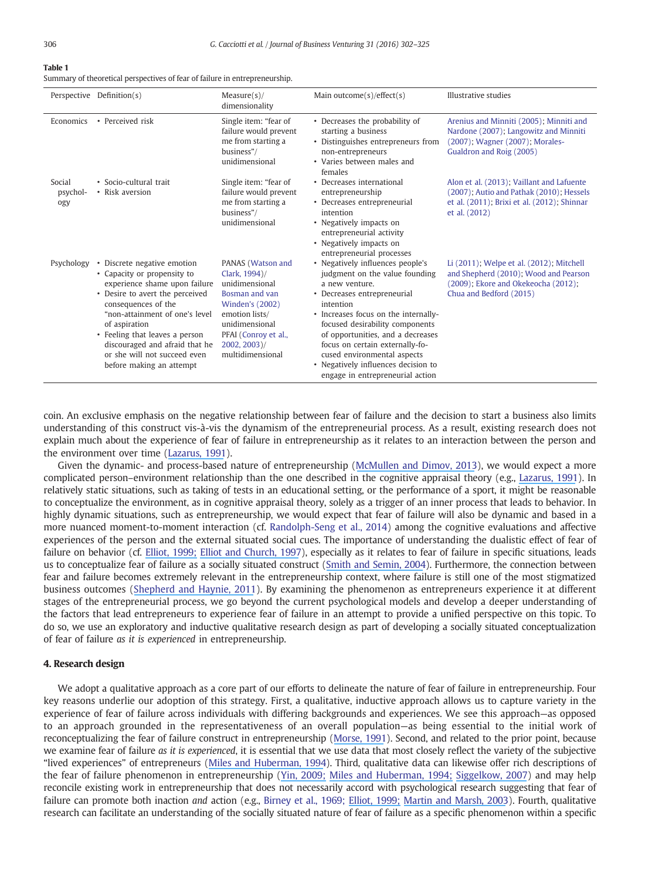**Table 1**
Summary of theoretical perspectives of fear of failure in entrepreneurship.

| Perspective | Definition(s) | Measure(s)/ dimensionality | Main outcome(s)/effect(s) | Illustrative studies |
|---|---|---|---|---|
| Economics | • Perceived risk | Single item: "fear of failure would prevent me from starting a business"/ unidimensional | • Decreases the probability of starting a business<br>• Distinguishes entrepreneurs from non-entrepreneurs<br>• Varies between males and females | Arenius and Minniti (2005); Minniti and Nardone (2007); Langowitz and Minniti (2007); Wagner (2007); Morales-Gualdron and Roig (2005) |
| Social psychology | • Socio-cultural trait<br>• Risk aversion | Single item: "fear of failure would prevent me from starting a business"/ unidimensional | • Decreases international entrepreneurship<br>• Decreases entrepreneurial intention<br>• Negatively impacts on entrepreneurial activity<br>• Negatively impacts on entrepreneurial processes | Alon et al. (2013); Vaillant and Lafuente (2007); Autio and Pathak (2010); Hessels et al. (2011); Brixi et al. (2012); Shinnar et al. (2012) |
| Psychology | • Discrete negative emotion<br>• Capacity or propensity to experience shame upon failure<br>• Desire to avert the perceived consequences of the "non-attainment of one's level of aspiration<br>• Feeling that leaves a person discouraged and afraid that he or she will not succeed even before making an attempt | PANAS (Watson and Clark, 1994)/ unidimensional Bosman and van Winden's (2002) emotion lists/ unidimensional PFAI (Conroy et al., 2002, 2003)/ multidimensional | • Negatively influences people's judgment on the value founding a new venture.<br>• Decreases entrepreneurial intention<br>• Increases focus on the internally-focused desirability components of opportunities, and a decreases focus on certain externally-focused environmental aspects<br>• Negatively influences decision to engage in entrepreneurial action | Li (2011); Welpe et al. (2012); Mitchell and Shepherd (2010); Wood and Pearson (2009); Ekore and Okekeocha (2012); Chua and Bedford (2015) |

coin. An exclusive emphasis on the negative relationship between fear of failure and the decision to start a business also limits understanding of this construct vis-à-vis the dynamism of the entrepreneurial process. As a result, existing research does not explain much about the experience of fear of failure in entrepreneurship as it relates to an interaction between the person and the environment over time (Lazarus, 1991).

Given the dynamic- and process-based nature of entrepreneurship (McMullen and Dimov, 2013), we would expect a more complicated person–environment relationship than the one described in the cognitive appraisal theory (e.g., Lazarus, 1991). In relatively static situations, such as taking of tests in an educational setting, or the performance of a sport, it might be reasonable to conceptualize the environment, as in cognitive appraisal theory, solely as a trigger of an inner process that leads to behavior. In highly dynamic situations, such as entrepreneurship, we would expect that fear of failure will also be dynamic and based in a more nuanced moment-to-moment interaction (cf. Randolph-Seng et al., 2014) among the cognitive evaluations and affective experiences of the person and the external situated social cues. The importance of understanding the dualistic effect of fear of failure on behavior (cf. Elliot, 1999; Elliot and Church, 1997), especially as it relates to fear of failure in specific situations, leads us to conceptualize fear of failure as a socially situated construct (Smith and Semin, 2004). Furthermore, the connection between fear and failure becomes extremely relevant in the entrepreneurship context, where failure is still one of the most stigmatized business outcomes (Shepherd and Haynie, 2011). By examining the phenomenon as entrepreneurs experience it at different stages of the entrepreneurial process, we go beyond the current psychological models and develop a deeper understanding of the factors that lead entrepreneurs to experience fear of failure in an attempt to provide a unified perspective on this topic. To do so, we use an exploratory and inductive qualitative research design as part of developing a socially situated conceptualization of fear of failure *as it is experienced* in entrepreneurship.

## 4. Research design

We adopt a qualitative approach as a core part of our efforts to delineate the nature of fear of failure in entrepreneurship. Four key reasons underlie our adoption of this strategy. First, a qualitative, inductive approach allows us to capture variety in the experience of fear of failure across individuals with differing backgrounds and experiences. We see this approach—as opposed to an approach grounded in the representativeness of an overall population—as being essential to the initial work of reconceptualizing the fear of failure construct in entrepreneurship (Morse, 1991). Second, and related to the prior point, because we examine fear of failure *as it is experienced*, it is essential that we use data that most closely reflect the variety of the subjective "lived experiences" of entrepreneurs (Miles and Huberman, 1994). Third, qualitative data can likewise offer rich descriptions of the fear of failure phenomenon in entrepreneurship (Yin, 2009; Miles and Huberman, 1994; Siggelkow, 2007) and may help reconcile existing work in entrepreneurship that does not necessarily accord with psychological research suggesting that fear of failure can promote both inaction *and* action (e.g., Birney et al., 1969; Elliot, 1999; Martin and Marsh, 2003). Fourth, qualitative research can facilitate an understanding of the socially situated nature of fear of failure as a specific phenomenon within a specific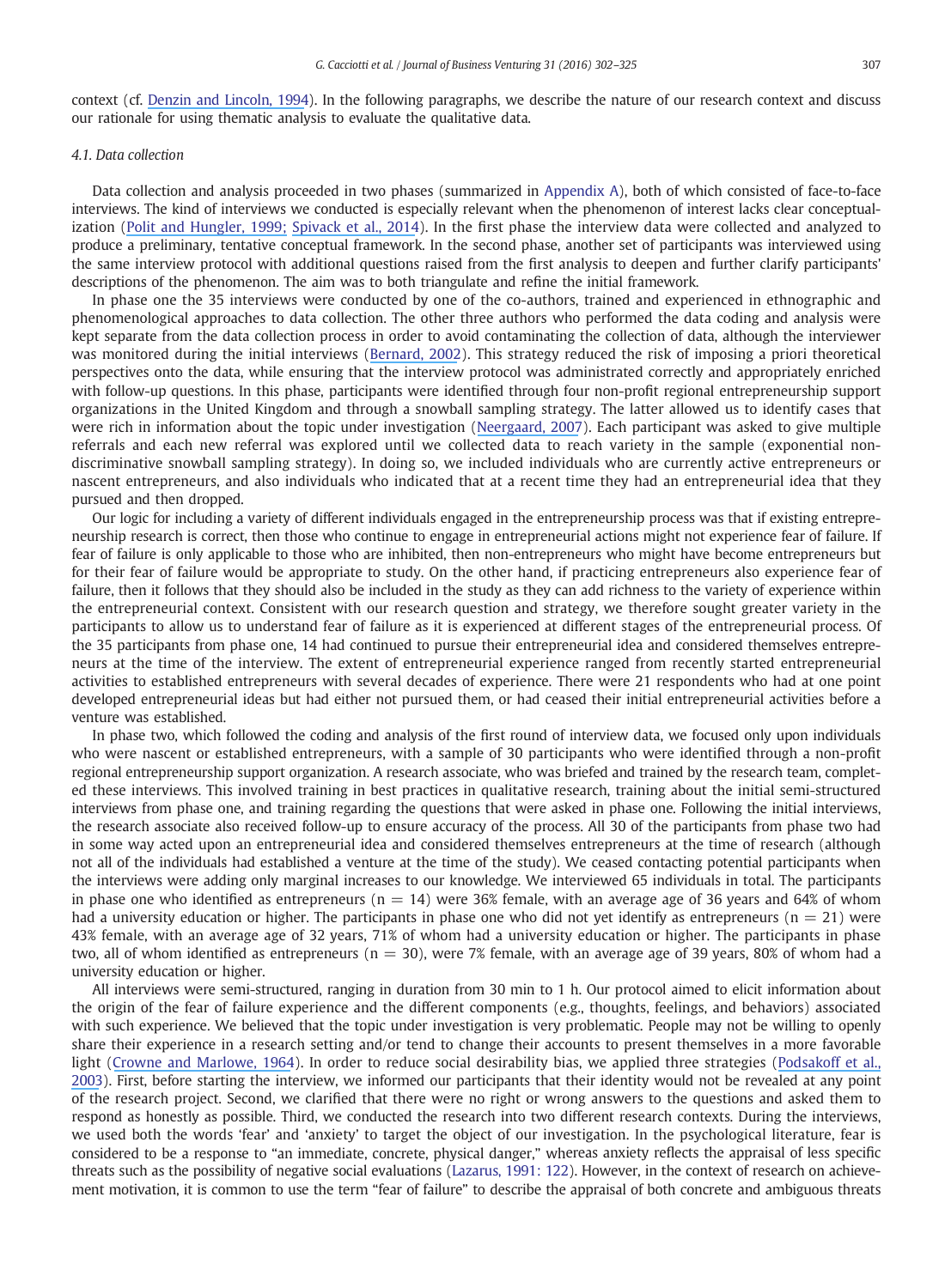context (cf. Denzin and Lincoln, 1994). In the following paragraphs, we describe the nature of our research context and discuss our rationale for using thematic analysis to evaluate the qualitative data.

### 4.1. Data collection

Data collection and analysis proceeded in two phases (summarized in Appendix A), both of which consisted of face-to-face interviews. The kind of interviews we conducted is especially relevant when the phenomenon of interest lacks clear conceptualization (Polit and Hungler, 1999; Spivack et al., 2014). In the first phase the interview data were collected and analyzed to produce a preliminary, tentative conceptual framework. In the second phase, another set of participants was interviewed using the same interview protocol with additional questions raised from the first analysis to deepen and further clarify participants' descriptions of the phenomenon. The aim was to both triangulate and refine the initial framework.

In phase one the 35 interviews were conducted by one of the co-authors, trained and experienced in ethnographic and phenomenological approaches to data collection. The other three authors who performed the data coding and analysis were kept separate from the data collection process in order to avoid contaminating the collection of data, although the interviewer was monitored during the initial interviews (Bernard, 2002). This strategy reduced the risk of imposing a priori theoretical perspectives onto the data, while ensuring that the interview protocol was administrated correctly and appropriately enriched with follow-up questions. In this phase, participants were identified through four non-profit regional entrepreneurship support organizations in the United Kingdom and through a snowball sampling strategy. The latter allowed us to identify cases that were rich in information about the topic under investigation (Neergaard, 2007). Each participant was asked to give multiple referrals and each new referral was explored until we collected data to reach variety in the sample (exponential non-discriminative snowball sampling strategy). In doing so, we included individuals who are currently active entrepreneurs or nascent entrepreneurs, and also individuals who indicated that at a recent time they had an entrepreneurial idea that they pursued and then dropped.

Our logic for including a variety of different individuals engaged in the entrepreneurship process was that if existing entrepreneurship research is correct, then those who continue to engage in entrepreneurial actions might not experience fear of failure. If fear of failure is only applicable to those who are inhibited, then non-entrepreneurs who might have become entrepreneurs but for their fear of failure would be appropriate to study. On the other hand, if practicing entrepreneurs also experience fear of failure, then it follows that they should also be included in the study as they can add richness to the variety of experience within the entrepreneurial context. Consistent with our research question and strategy, we therefore sought greater variety in the participants to allow us to understand fear of failure as it is experienced at different stages of the entrepreneurial process. Of the 35 participants from phase one, 14 had continued to pursue their entrepreneurial idea and considered themselves entrepreneurs at the time of the interview. The extent of entrepreneurial experience ranged from recently started entrepreneurial activities to established entrepreneurs with several decades of experience. There were 21 respondents who had at one point developed entrepreneurial ideas but had either not pursued them, or had ceased their initial entrepreneurial activities before a venture was established.

In phase two, which followed the coding and analysis of the first round of interview data, we focused only upon individuals who were nascent or established entrepreneurs, with a sample of 30 participants who were identified through a non-profit regional entrepreneurship support organization. A research associate, who was briefed and trained by the research team, completed these interviews. This involved training in best practices in qualitative research, training about the initial semi-structured interviews from phase one, and training regarding the questions that were asked in phase one. Following the initial interviews, the research associate also received follow-up to ensure accuracy of the process. All 30 of the participants from phase two had in some way acted upon an entrepreneurial idea and considered themselves entrepreneurs at the time of research (although not all of the individuals had established a venture at the time of the study). We ceased contacting potential participants when the interviews were adding only marginal increases to our knowledge. We interviewed 65 individuals in total. The participants in phase one who identified as entrepreneurs ($n = 14$) were 36% female, with an average age of 36 years and 64% of whom had a university education or higher. The participants in phase one who did not yet identify as entrepreneurs ($n = 21$) were 43% female, with an average age of 32 years, 71% of whom had a university education or higher. The participants in phase two, all of whom identified as entrepreneurs ($n = 30$), were 7% female, with an average age of 39 years, 80% of whom had a university education or higher.

All interviews were semi-structured, ranging in duration from 30 min to 1 h. Our protocol aimed to elicit information about the origin of the fear of failure experience and the different components (e.g., thoughts, feelings, and behaviors) associated with such experience. We believed that the topic under investigation is very problematic. People may not be willing to openly share their experience in a research setting and/or tend to change their accounts to present themselves in a more favorable light (Crowne and Marlowe, 1964). In order to reduce social desirability bias, we applied three strategies (Podsakoff et al., 2003). First, before starting the interview, we informed our participants that their identity would not be revealed at any point of the research project. Second, we clarified that there were no right or wrong answers to the questions and asked them to respond as honestly as possible. Third, we conducted the research into two different research contexts. During the interviews, we used both the words 'fear' and 'anxiety' to target the object of our investigation. In the psychological literature, fear is considered to be a response to "an immediate, concrete, physical danger," whereas anxiety reflects the appraisal of less specific threats such as the possibility of negative social evaluations (Lazarus, 1991: 122). However, in the context of research on achievement motivation, it is common to use the term "fear of failure" to describe the appraisal of both concrete and ambiguous threats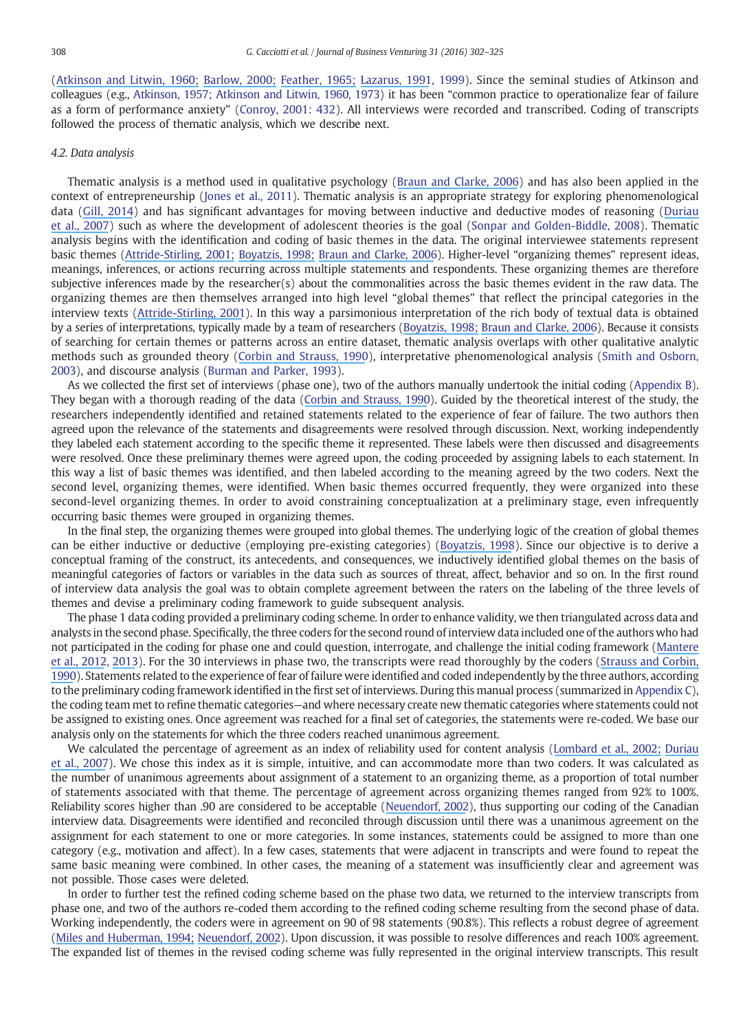(Atkinson and Litwin, 1960; Barlow, 2000; Feather, 1965; Lazarus, 1991, 1999). Since the seminal studies of Atkinson and colleagues (e.g., Atkinson, 1957; Atkinson and Litwin, 1960, 1973) it has been "common practice to operationalize fear of failure as a form of performance anxiety" (Conroy, 2001: 432). All interviews were recorded and transcribed. Coding of transcripts followed the process of thematic analysis, which we describe next.

### 4.2. Data analysis

Thematic analysis is a method used in qualitative psychology (Braun and Clarke, 2006) and has also been applied in the context of entrepreneurship (Jones et al., 2011). Thematic analysis is an appropriate strategy for exploring phenomenological data (Gill, 2014) and has significant advantages for moving between inductive and deductive modes of reasoning (Duriau et al., 2007) such as where the development of adolescent theories is the goal (Sonpar and Golden-Biddle, 2008). Thematic analysis begins with the identification and coding of basic themes in the data. The original interviewee statements represent basic themes (Attride-Stirling, 2001; Boyatzis, 1998; Braun and Clarke, 2006). Higher-level "organizing themes" represent ideas, meanings, inferences, or actions recurring across multiple statements and respondents. These organizing themes are therefore subjective inferences made by the researcher(s) about the commonalities across the basic themes evident in the raw data. The organizing themes are then themselves arranged into high level "global themes" that reflect the principal categories in the interview texts (Attride-Stirling, 2001). In this way a parsimonious interpretation of the rich body of textual data is obtained by a series of interpretations, typically made by a team of researchers (Boyatzis, 1998; Braun and Clarke, 2006). Because it consists of searching for certain themes or patterns across an entire dataset, thematic analysis overlaps with other qualitative analytic methods such as grounded theory (Corbin and Strauss, 1990), interpretative phenomenological analysis (Smith and Osborn, 2003), and discourse analysis (Burman and Parker, 1993).

As we collected the first set of interviews (phase one), two of the authors manually undertook the initial coding (Appendix B). They began with a thorough reading of the data (Corbin and Strauss, 1990). Guided by the theoretical interest of the study, the researchers independently identified and retained statements related to the experience of fear of failure. The two authors then agreed upon the relevance of the statements and disagreements were resolved through discussion. Next, working independently they labeled each statement according to the specific theme it represented. These labels were then discussed and disagreements were resolved. Once these preliminary themes were agreed upon, the coding proceeded by assigning labels to each statement. In this way a list of basic themes was identified, and then labeled according to the meaning agreed by the two coders. Next the second level, organizing themes, were identified. When basic themes occurred frequently, they were organized into these second-level organizing themes. In order to avoid constraining conceptualization at a preliminary stage, even infrequently occurring basic themes were grouped in organizing themes.

In the final step, the organizing themes were grouped into global themes. The underlying logic of the creation of global themes can be either inductive or deductive (employing pre-existing categories) (Boyatzis, 1998). Since our objective is to derive a conceptual framing of the construct, its antecedents, and consequences, we inductively identified global themes on the basis of meaningful categories of factors or variables in the data such as sources of threat, affect, behavior and so on. In the first round of interview data analysis the goal was to obtain complete agreement between the raters on the labeling of the three levels of themes and devise a preliminary coding framework to guide subsequent analysis.

The phase 1 data coding provided a preliminary coding scheme. In order to enhance validity, we then triangulated across data and analysts in the second phase. Specifically, the three coders for the second round of interview data included one of the authors who had not participated in the coding for phase one and could question, interrogate, and challenge the initial coding framework (Mantere et al., 2012, 2013). For the 30 interviews in phase two, the transcripts were read thoroughly by the coders (Strauss and Corbin, 1990). Statements related to the experience of fear of failure were identified and coded independently by the three authors, according to the preliminary coding framework identified in the first set of interviews. During this manual process (summarized in Appendix C), the coding team met to refine thematic categories—and where necessary create new thematic categories where statements could not be assigned to existing ones. Once agreement was reached for a final set of categories, the statements were re-coded. We base our analysis only on the statements for which the three coders reached unanimous agreement.

We calculated the percentage of agreement as an index of reliability used for content analysis (Lombard et al., 2002; Duriau et al., 2007). We chose this index as it is simple, intuitive, and can accommodate more than two coders. It was calculated as the number of unanimous agreements about assignment of a statement to an organizing theme, as a proportion of total number of statements associated with that theme. The percentage of agreement across organizing themes ranged from 92% to 100%. Reliability scores higher than .90 are considered to be acceptable (Neuendorf, 2002), thus supporting our coding of the Canadian interview data. Disagreements were identified and reconciled through discussion until there was a unanimous agreement on the assignment for each statement to one or more categories. In some instances, statements could be assigned to more than one category (e.g., motivation and affect). In a few cases, statements that were adjacent in transcripts and were found to repeat the same basic meaning were combined. In other cases, the meaning of a statement was insufficiently clear and agreement was not possible. Those cases were deleted.

In order to further test the refined coding scheme based on the phase two data, we returned to the interview transcripts from phase one, and two of the authors re-coded them according to the refined coding scheme resulting from the second phase of data. Working independently, the coders were in agreement on 90 of 98 statements (90.8%). This reflects a robust degree of agreement (Miles and Huberman, 1994; Neuendorf, 2002). Upon discussion, it was possible to resolve differences and reach 100% agreement. The expanded list of themes in the revised coding scheme was fully represented in the original interview transcripts. This result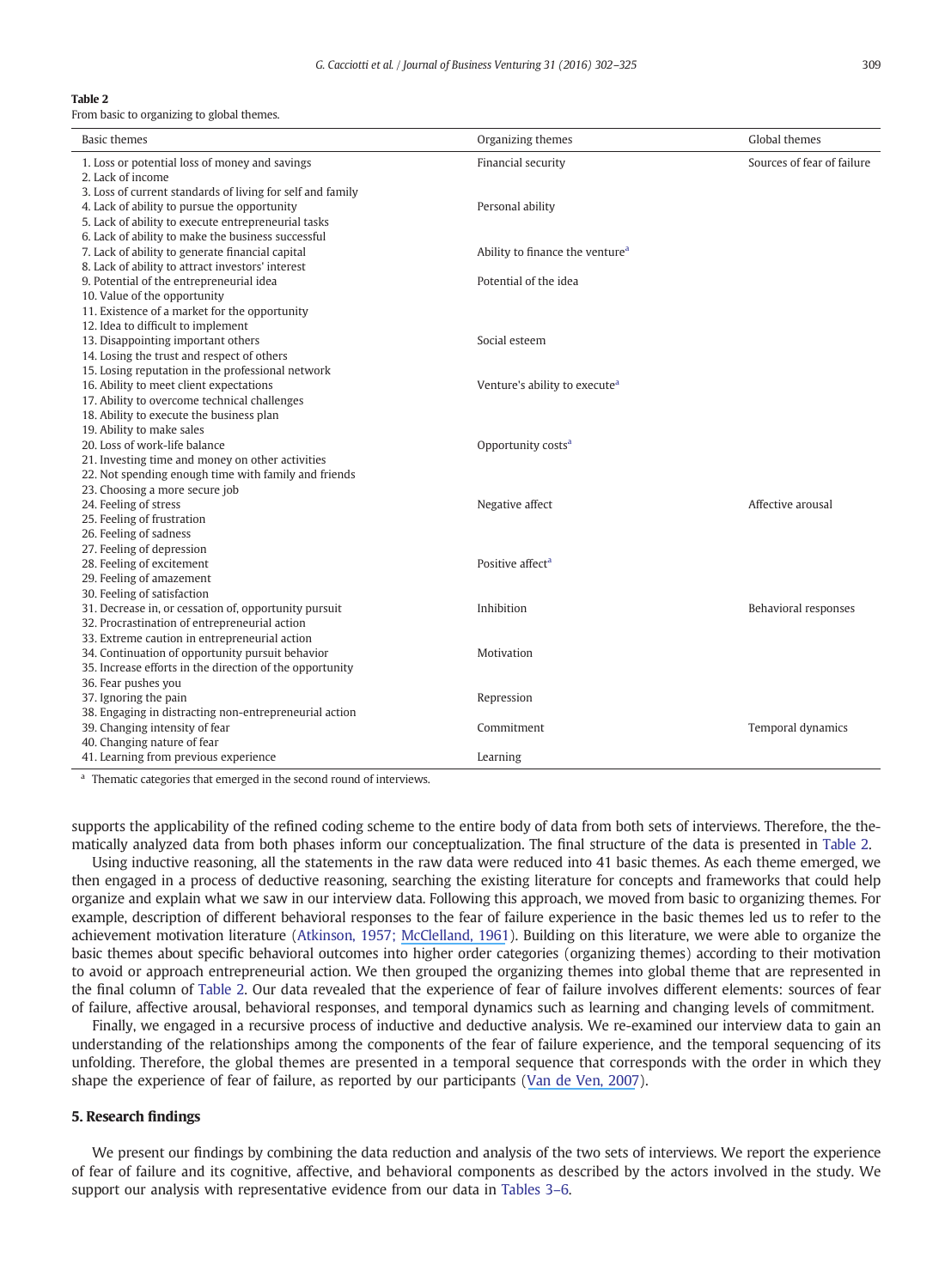**Table 2**
From basic to organizing to global themes.

| Basic themes | Organizing themes | Global themes |
|---|---|---|
| 1. Loss or potential loss of money and savings | Financial security | Sources of fear of failure |
| 2. Lack of income | | |
| 3. Loss of current standards of living for self and family | | |
| 4. Lack of ability to pursue the opportunity | Personal ability | |
| 5. Lack of ability to execute entrepreneurial tasks | | |
| 6. Lack of ability to make the business successful | | |
| 7. Lack of ability to generate financial capital | Ability to finance the venture[a] | |
| 8. Lack of ability to attract investors' interest | | |
| 9. Potential of the entrepreneurial idea | Potential of the idea | |
| 10. Value of the opportunity | | |
| 11. Existence of a market for the opportunity | | |
| 12. Idea to difficult to implement | | |
| 13. Disappointing important others | Social esteem | |
| 14. Losing the trust and respect of others | | |
| 15. Losing reputation in the professional network | | |
| 16. Ability to meet client expectations | Venture's ability to execute[a] | |
| 17. Ability to overcome technical challenges | | |
| 18. Ability to execute the business plan | | |
| 19. Ability to make sales | | |
| 20. Loss of work-life balance | Opportunity costs[a] | |
| 21. Investing time and money on other activities | | |
| 22. Not spending enough time with family and friends | | |
| 23. Choosing a more secure job | | |
| 24. Feeling of stress | Negative affect | Affective arousal |
| 25. Feeling of frustration | | |
| 26. Feeling of sadness | | |
| 27. Feeling of depression | | |
| 28. Feeling of excitement | Positive affect[a] | |
| 29. Feeling of amazement | | |
| 30. Feeling of satisfaction | | |
| 31. Decrease in, or cessation of, opportunity pursuit | Inhibition | Behavioral responses |
| 32. Procrastination of entrepreneurial action | | |
| 33. Extreme caution in entrepreneurial action | | |
| 34. Continuation of opportunity pursuit behavior | Motivation | |
| 35. Increase efforts in the direction of the opportunity | | |
| 36. Fear pushes you | | |
| 37. Ignoring the pain | Repression | |
| 38. Engaging in distracting non-entrepreneurial action | | |
| 39. Changing intensity of fear | Commitment | Temporal dynamics |
| 40. Changing nature of fear | | |
| 41. Learning from previous experience | Learning | |

[a] Thematic categories that emerged in the second round of interviews.

supports the applicability of the refined coding scheme to the entire body of data from both sets of interviews. Therefore, the thematically analyzed data from both phases inform our conceptualization. The final structure of the data is presented in Table 2.

Using inductive reasoning, all the statements in the raw data were reduced into 41 basic themes. As each theme emerged, we then engaged in a process of deductive reasoning, searching the existing literature for concepts and frameworks that could help organize and explain what we saw in our interview data. Following this approach, we moved from basic to organizing themes. For example, description of different behavioral responses to the fear of failure experience in the basic themes led us to refer to the achievement motivation literature (Atkinson, 1957; McClelland, 1961). Building on this literature, we were able to organize the basic themes about specific behavioral outcomes into higher order categories (organizing themes) according to their motivation to avoid or approach entrepreneurial action. We then grouped the organizing themes into global theme that are represented in the final column of Table 2. Our data revealed that the experience of fear of failure involves different elements: sources of fear of failure, affective arousal, behavioral responses, and temporal dynamics such as learning and changing levels of commitment.

Finally, we engaged in a recursive process of inductive and deductive analysis. We re-examined our interview data to gain an understanding of the relationships among the components of the fear of failure experience, and the temporal sequencing of its unfolding. Therefore, the global themes are presented in a temporal sequence that corresponds with the order in which they shape the experience of fear of failure, as reported by our participants (Van de Ven, 2007).

## 5. Research findings

We present our findings by combining the data reduction and analysis of the two sets of interviews. We report the experience of fear of failure and its cognitive, affective, and behavioral components as described by the actors involved in the study. We support our analysis with representative evidence from our data in Tables 3–6.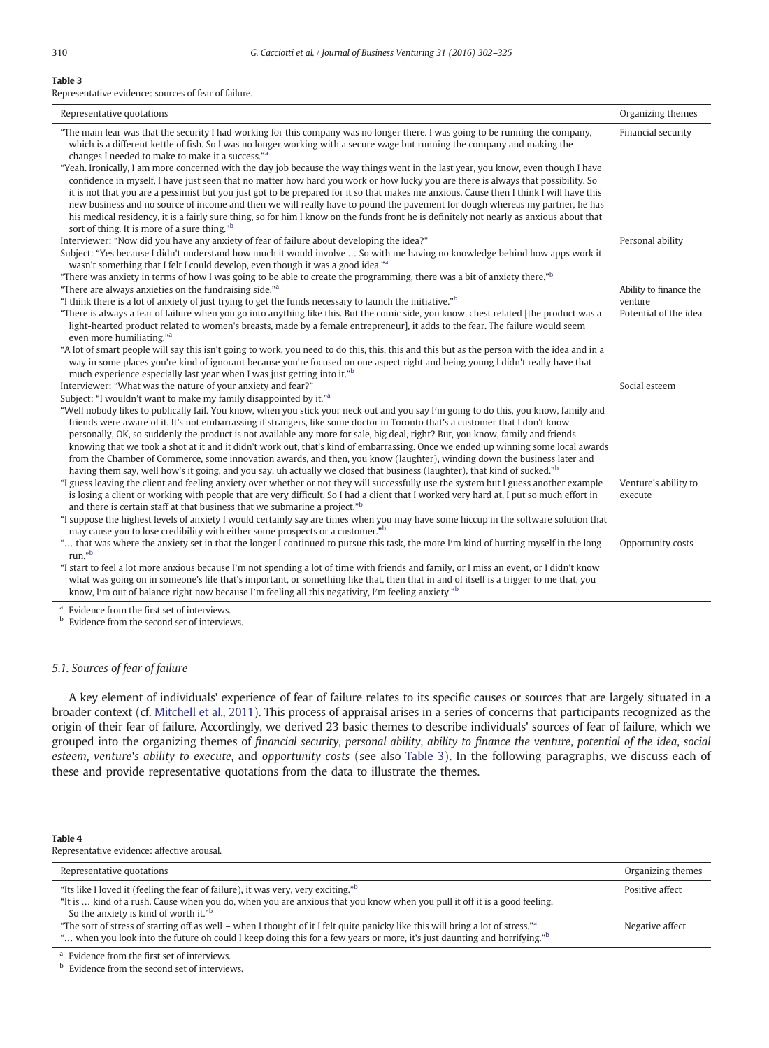**Table 3**
Representative evidence: sources of fear of failure.

| Representative quotations | Organizing themes |
|---|---|
| "The main fear was that the security I had working for this company was no longer there. I was going to be running the company, which is a different kettle of fish. So I was no longer working with a secure wage but running the company and making the changes I needed to make to make it a success."[a] "Yeah. Ironically, I am more concerned with the day job because the way things went in the last year, you know, even though I have confidence in myself, I have just seen that no matter how hard you work or how lucky you are there is always that possibility. So it is not that you are a pessimist but you just got to be prepared for it so that makes me anxious. Cause then I think I will have this new business and no source of income and then we will really have to pound the pavement for dough whereas my partner, he has his medical residency, it is a fairly sure thing, so for him I know on the funds front he is definitely not nearly as anxious about that sort of thing. It is more of a sure thing."[b] | Financial security |
| Interviewer: "Now did you have any anxiety of fear of failure about developing the idea?" Subject: "Yes because I didn't understand how much it would involve … So with me having no knowledge behind how apps work it wasn't something that I felt I could develop, even though it was a good idea."[a] "There was anxiety in terms of how I was going to be able to create the programming, there was a bit of anxiety there."[b] | Personal ability |
| "There are always anxieties on the fundraising side."[a] "I think there is a lot of anxiety of just trying to get the funds necessary to launch the initiative."[b] | Ability to finance the venture |
| "There is always a fear of failure when you go into anything like this. But the comic side, you know, chest related [the product was a light-hearted product related to women's breasts, made by a female entrepreneur], it adds to the fear. The failure would seem even more humiliating."[a] "A lot of smart people will say this isn't going to work, you need to do this, this, this and this but as the person with the idea and in a way in some places you're kind of ignorant because you're focused on one aspect right and being young I didn't really have that much experience especially last year when I was just getting into it."[b] | Potential of the idea |
| Interviewer: "What was the nature of your anxiety and fear?" Subject: "I wouldn't want to make my family disappointed by it."[a] "Well nobody likes to publically fail. You know, when you stick your neck out and you say I'm going to do this, you know, family and friends were aware of it. It's not embarrassing if strangers, like some doctor in Toronto that's a customer that I don't know personally, OK, so suddenly the product is not available any more for sale, big deal, right? But, you know, family and friends knowing that we took a shot at it and it didn't work out, that's kind of embarrassing. Once we ended up winning some local awards from the Chamber of Commerce, some innovation awards, and then, you know (laughter), winding down the business later and having them say, well how's it going, and you say, uh actually we closed that business (laughter), that kind of sucked."[b] | Social esteem |
| "I guess leaving the client and feeling anxiety over whether or not they will successfully use the system but I guess another example is losing a client or working with people that are very difficult. So I had a client that I worked very hard at, I put so much effort in and there is certain staff at that business that we submarine a project."[b] "I suppose the highest levels of anxiety I would certainly say are times when you may have some hiccup in the software solution that may cause you to lose credibility with either some prospects or a customer."[b] | Venture's ability to execute |
| "… that was where the anxiety set in that the longer I continued to pursue this task, the more I'm kind of hurting myself in the long run."[b] "I start to feel a lot more anxious because I'm not spending a lot of time with friends and family, or I miss an event, or I didn't know what was going on in someone's life that's important, or something like that, then that in and of itself is a trigger to me that, you know, I'm out of balance right now because I'm feeling all this negativity, I'm feeling anxiety."[b] | Opportunity costs |

[a] Evidence from the first set of interviews.
[b] Evidence from the second set of interviews.

### 5.1. Sources of fear of failure

A key element of individuals' experience of fear of failure relates to its specific causes or sources that are largely situated in a broader context (cf. Mitchell et al., 2011). This process of appraisal arises in a series of concerns that participants recognized as the origin of their fear of failure. Accordingly, we derived 23 basic themes to describe individuals' sources of fear of failure, which we grouped into the organizing themes of *financial security*, *personal ability*, *ability to finance the venture*, *potential of the idea*, *social esteem*, *venture's ability to execute*, and *opportunity costs* (see also Table 3). In the following paragraphs, we discuss each of these and provide representative quotations from the data to illustrate the themes.

**Table 4**
Representative evidence: affective arousal.

| Representative quotations | Organizing themes |
|---|---|
| "Its like I loved it (feeling the fear of failure), it was very, very exciting."[b] "It is … kind of a rush. Cause when you do, when you are anxious that you know when you pull it off it is a good feeling. So the anxiety is kind of worth it."[b] | Positive affect |
| "The sort of stress of starting off as well – when I thought of it I felt quite panicky like this will bring a lot of stress."[a] "… when you look into the future oh could I keep doing this for a few years or more, it's just daunting and horrifying."[b] | Negative affect |

[a] Evidence from the first set of interviews.
[b] Evidence from the second set of interviews.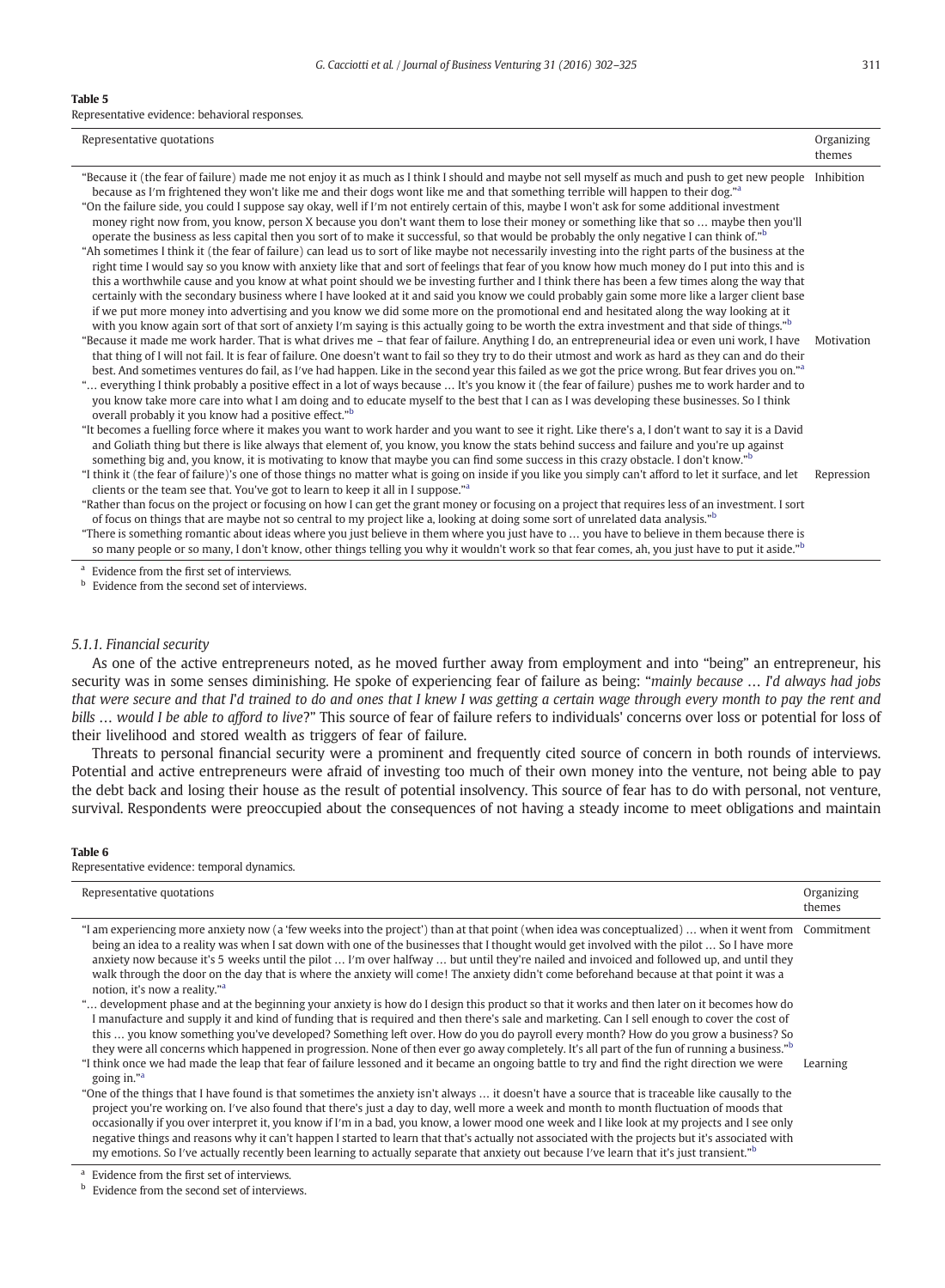**Table 5**
Representative evidence: behavioral responses.

| Representative quotations | Organizing themes |
|---|---|
| "Because it (the fear of failure) made me not enjoy it as much as I think I should and maybe not sell myself as much and push to get new people because as I'm frightened they won't like me and their dogs wont like me and that something terrible will happen to their dog."[a] "On the failure side, you could I suppose say okay, well if I'm not entirely certain of this, maybe I won't ask for some additional investment money right now from, you know, person X because you don't want them to lose their money or something like that so … maybe then you'll operate the business as less capital then you sort of to make it successful, so that would be probably the only negative I can think of."[b] "Ah sometimes I think it (the fear of failure) can lead us to sort of like maybe not necessarily investing into the right parts of the business at the right time I would say so you know with anxiety like that and sort of feelings that fear of you know how much money do I put into this and is this a worthwhile cause and you know at what point should we be investing further and I think there has been a few times along the way that certainly with the secondary business where I have looked at it and said you know we could probably gain some more like a larger client base if we put more money into advertising and you know we did some more on the promotional end and hesitated along the way looking at it with you know again sort of that sort of anxiety I'm saying is this actually going to be worth the extra investment and that side of things."[b] | Inhibition |
| "Because it made me work harder. That is what drives me – that fear of failure. Anything I do, an entrepreneurial idea or even uni work, I have that thing of I will not fail. It is fear of failure. One doesn't want to fail so they try to do their utmost and work as hard as they can and do their best. And sometimes ventures do fail, as I've had happen. Like in the second year this failed as we got the price wrong. But fear drives you on."[a] "… everything I think probably a positive effect in a lot of ways because … It's you know it (the fear of failure) pushes me to work harder and to you know take more care into what I am doing and to educate myself to the best that I can as I was developing these businesses. So I think overall probably it you know had a positive effect."[b] "It becomes a fuelling force where it makes you want to work harder and you want to see it right. Like there's a, I don't want to say it is a David and Goliath thing but there is like always that element of, you know, you know the stats behind success and failure and you're up against something big and, you know, it is motivating to know that maybe you can find some success in this crazy obstacle. I don't know."[b] | Motivation |
| "I think it (the fear of failure)'s one of those things no matter what is going on inside if you like you simply can't afford to let it surface, and let clients or the team see that. You've got to learn to keep it all in I suppose."[a] "Rather than focus on the project or focusing on how I can get the grant money or focusing on a project that requires less of an investment. I sort of focus on things that are maybe not so central to my project like a, looking at doing some sort of unrelated data analysis."[b] "There is something romantic about ideas where you just believe in them where you just have to … you have to believe in them because there is so many people or so many, I don't know, other things telling you why it wouldn't work so that fear comes, ah, you just have to put it aside."[b] | Repression |

[a] Evidence from the first set of interviews.
[b] Evidence from the second set of interviews.

#### 5.1.1. Financial security

As one of the active entrepreneurs noted, as he moved further away from employment and into "being" an entrepreneur, his security was in some senses diminishing. He spoke of experiencing fear of failure as being: "*mainly because … I'd always had jobs that were secure and that I'd trained to do and ones that I knew I was getting a certain wage through every month to pay the rent and bills … would I be able to afford to live*?" This source of fear of failure refers to individuals' concerns over loss or potential for loss of their livelihood and stored wealth as triggers of fear of failure.

Threats to personal financial security were a prominent and frequently cited source of concern in both rounds of interviews. Potential and active entrepreneurs were afraid of investing too much of their own money into the venture, not being able to pay the debt back and losing their house as the result of potential insolvency. This source of fear has to do with personal, not venture, survival. Respondents were preoccupied about the consequences of not having a steady income to meet obligations and maintain

**Table 6**
Representative evidence: temporal dynamics.

| Representative quotations | Organizing themes |
|---|---|
| "I am experiencing more anxiety now (a 'few weeks into the project') than at that point (when idea was conceptualized) … when it went from being an idea to a reality was when I sat down with one of the businesses that I thought would get involved with the pilot … So I have more anxiety now because it's 5 weeks until the pilot … I'm over halfway … but until they're nailed and invoiced and followed up, and until they walk through the door on the day that is where the anxiety will come! The anxiety didn't come beforehand because at that point it was a notion, it's now a reality."[a] "… development phase and at the beginning your anxiety is how do I design this product so that it works and then later on it becomes how do I manufacture and supply it and kind of funding that is required and then there's sale and marketing. Can I sell enough to cover the cost of this … you know something you've developed? Something left over. How do you do payroll every month? How do you grow a business? So they were all concerns which happened in progression. None of then ever go away completely. It's all part of the fun of running a business."[b] | Commitment |
| "I think once we had made the leap that fear of failure lessoned and it became an ongoing battle to try and find the right direction we were going in."[a] "One of the things that I have found is that sometimes the anxiety isn't always … it doesn't have a source that is traceable like causally to the project you're working on. I've also found that there's just a day to day, well more a week and month to month fluctuation of moods that occasionally if you over interpret it, you know if I'm in a bad, you know, a lower mood one week and I like look at my projects and I see only negative things and reasons why it can't happen I started to learn that that's actually not associated with the projects but it's associated with my emotions. So I've actually recently been learning to actually separate that anxiety out because I've learn that it's just transient."[b] | Learning |

[a] Evidence from the first set of interviews.
[b] Evidence from the second set of interviews.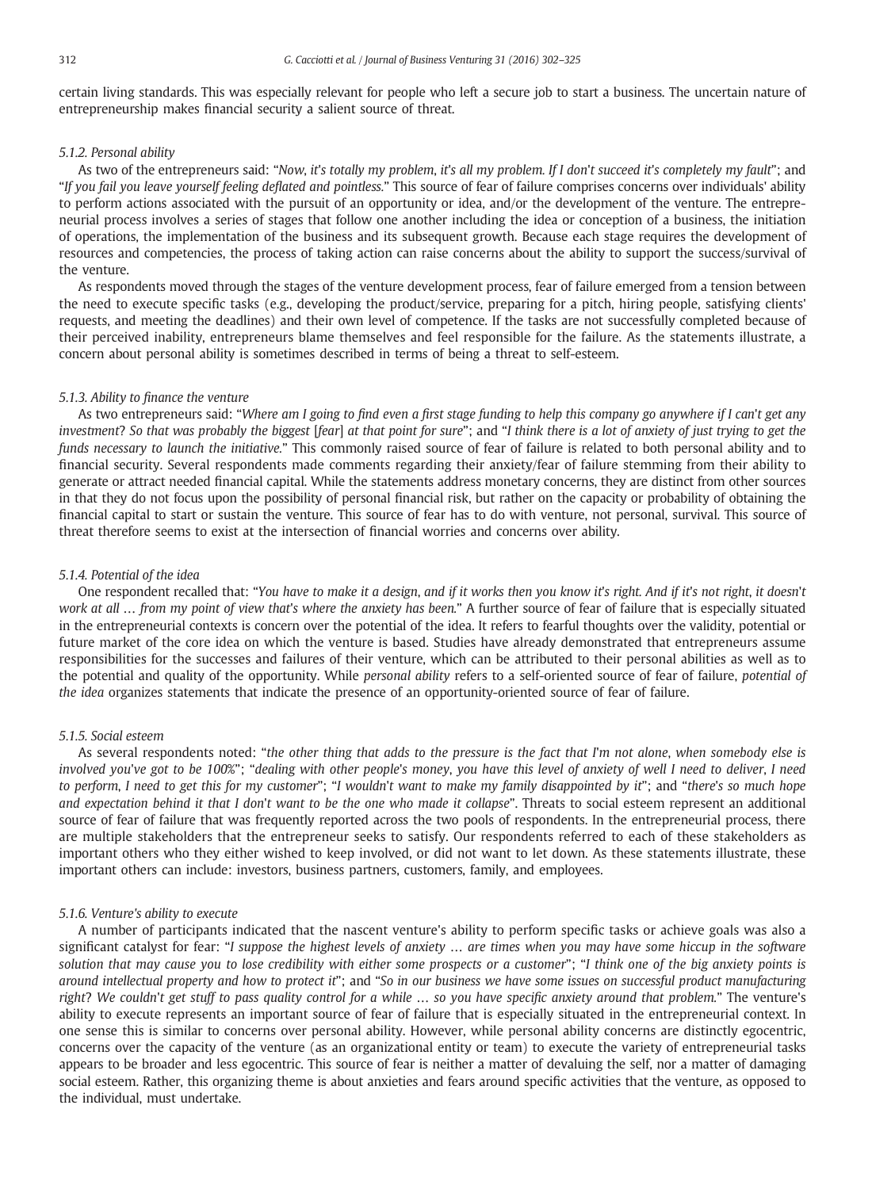certain living standards. This was especially relevant for people who left a secure job to start a business. The uncertain nature of entrepreneurship makes financial security a salient source of threat.

#### 5.1.2. Personal ability

As two of the entrepreneurs said: "*Now, it's totally my problem, it's all my problem. If I don't succeed it's completely my fault*"; and "*If you fail you leave yourself feeling deflated and pointless.*" This source of fear of failure comprises concerns over individuals' ability to perform actions associated with the pursuit of an opportunity or idea, and/or the development of the venture. The entrepreneurial process involves a series of stages that follow one another including the idea or conception of a business, the initiation of operations, the implementation of the business and its subsequent growth. Because each stage requires the development of resources and competencies, the process of taking action can raise concerns about the ability to support the success/survival of the venture.

As respondents moved through the stages of the venture development process, fear of failure emerged from a tension between the need to execute specific tasks (e.g., developing the product/service, preparing for a pitch, hiring people, satisfying clients' requests, and meeting the deadlines) and their own level of competence. If the tasks are not successfully completed because of their perceived inability, entrepreneurs blame themselves and feel responsible for the failure. As the statements illustrate, a concern about personal ability is sometimes described in terms of being a threat to self-esteem.

#### 5.1.3. Ability to finance the venture

As two entrepreneurs said: "*Where am I going to find even a first stage funding to help this company go anywhere if I can't get any investment? So that was probably the biggest* [*fear*] *at that point for sure*"; and "*I think there is a lot of anxiety of just trying to get the funds necessary to launch the initiative.*" This commonly raised source of fear of failure is related to both personal ability and to financial security. Several respondents made comments regarding their anxiety/fear of failure stemming from their ability to generate or attract needed financial capital. While the statements address monetary concerns, they are distinct from other sources in that they do not focus upon the possibility of personal financial risk, but rather on the capacity or probability of obtaining the financial capital to start or sustain the venture. This source of fear has to do with venture, not personal, survival. This source of threat therefore seems to exist at the intersection of financial worries and concerns over ability.

#### 5.1.4. Potential of the idea

One respondent recalled that: "*You have to make it a design, and if it works then you know it's right. And if it's not right, it doesn't work at all … from my point of view that's where the anxiety has been.*" A further source of fear of failure that is especially situated in the entrepreneurial contexts is concern over the potential of the idea. It refers to fearful thoughts over the validity, potential or future market of the core idea on which the venture is based. Studies have already demonstrated that entrepreneurs assume responsibilities for the successes and failures of their venture, which can be attributed to their personal abilities as well as to the potential and quality of the opportunity. While *personal ability* refers to a self-oriented source of fear of failure, *potential of the idea* organizes statements that indicate the presence of an opportunity-oriented source of fear of failure.

#### 5.1.5. Social esteem

As several respondents noted: "*the other thing that adds to the pressure is the fact that I'm not alone, when somebody else is involved you've got to be 100%*"; "*dealing with other people's money, you have this level of anxiety of well I need to deliver, I need to perform, I need to get this for my customer*"; "*I wouldn't want to make my family disappointed by it*"; and "*there's so much hope and expectation behind it that I don't want to be the one who made it collapse*". Threats to social esteem represent an additional source of fear of failure that was frequently reported across the two pools of respondents. In the entrepreneurial process, there are multiple stakeholders that the entrepreneur seeks to satisfy. Our respondents referred to each of these stakeholders as important others who they either wished to keep involved, or did not want to let down. As these statements illustrate, these important others can include: investors, business partners, customers, family, and employees.

#### 5.1.6. Venture's ability to execute

A number of participants indicated that the nascent venture's ability to perform specific tasks or achieve goals was also a significant catalyst for fear: "*I suppose the highest levels of anxiety … are times when you may have some hiccup in the software solution that may cause you to lose credibility with either some prospects or a customer*"; "*I think one of the big anxiety points is around intellectual property and how to protect it*"; and "*So in our business we have some issues on successful product manufacturing right? We couldn't get stuff to pass quality control for a while … so you have specific anxiety around that problem.*" The venture's ability to execute represents an important source of fear of failure that is especially situated in the entrepreneurial context. In one sense this is similar to concerns over personal ability. However, while personal ability concerns are distinctly egocentric, concerns over the capacity of the venture (as an organizational entity or team) to execute the variety of entrepreneurial tasks appears to be broader and less egocentric. This source of fear is neither a matter of devaluing the self, nor a matter of damaging social esteem. Rather, this organizing theme is about anxieties and fears around specific activities that the venture, as opposed to the individual, must undertake.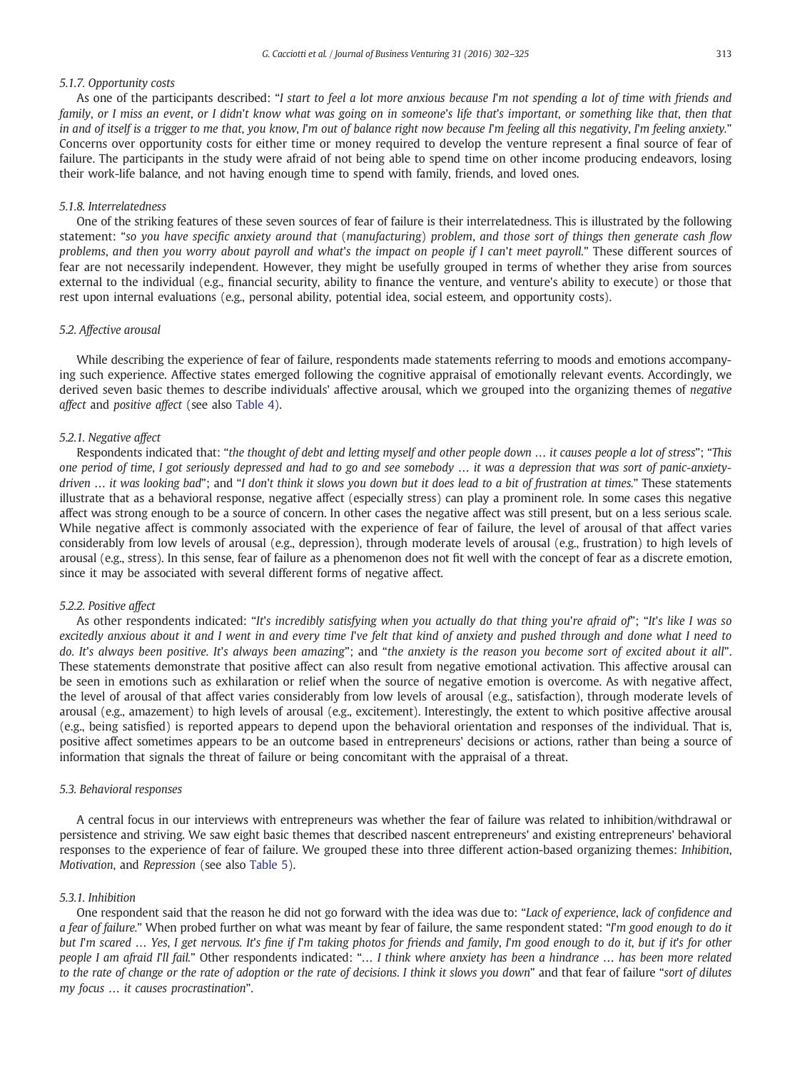#### 5.1.7. Opportunity costs

As one of the participants described: "*I start to feel a lot more anxious because I'm not spending a lot of time with friends and family, or I miss an event, or I didn't know what was going on in someone's life that's important, or something like that, then that in and of itself is a trigger to me that, you know, I'm out of balance right now because I'm feeling all this negativity, I'm feeling anxiety.*" Concerns over opportunity costs for either time or money required to develop the venture represent a final source of fear of failure. The participants in the study were afraid of not being able to spend time on other income producing endeavors, losing their work-life balance, and not having enough time to spend with family, friends, and loved ones.

#### 5.1.8. Interrelatedness

One of the striking features of these seven sources of fear of failure is their interrelatedness. This is illustrated by the following statement: "*so you have specific anxiety around that* (*manufacturing*) *problem, and those sort of things then generate cash flow problems, and then you worry about payroll and what's the impact on people if I can't meet payroll.*" These different sources of fear are not necessarily independent. However, they might be usefully grouped in terms of whether they arise from sources external to the individual (e.g., financial security, ability to finance the venture, and venture's ability to execute) or those that rest upon internal evaluations (e.g., personal ability, potential idea, social esteem, and opportunity costs).

### 5.2. Affective arousal

While describing the experience of fear of failure, respondents made statements referring to moods and emotions accompanying such experience. Affective states emerged following the cognitive appraisal of emotionally relevant events. Accordingly, we derived seven basic themes to describe individuals' affective arousal, which we grouped into the organizing themes of *negative affect* and *positive affect* (see also Table 4).

#### 5.2.1. Negative affect

Respondents indicated that: "*the thought of debt and letting myself and other people down … it causes people a lot of stress*"; "*This one period of time, I got seriously depressed and had to go and see somebody … it was a depression that was sort of panic-anxiety-driven … it was looking bad*"; and "*I don't think it slows you down but it does lead to a bit of frustration at times.*" These statements illustrate that as a behavioral response, negative affect (especially stress) can play a prominent role. In some cases this negative affect was strong enough to be a source of concern. In other cases the negative affect was still present, but on a less serious scale. While negative affect is commonly associated with the experience of fear of failure, the level of arousal of that affect varies considerably from low levels of arousal (e.g., depression), through moderate levels of arousal (e.g., frustration) to high levels of arousal (e.g., stress). In this sense, fear of failure as a phenomenon does not fit well with the concept of fear as a discrete emotion, since it may be associated with several different forms of negative affect.

#### 5.2.2. Positive affect

As other respondents indicated: "*It's incredibly satisfying when you actually do that thing you're afraid of*"; "*It's like I was so excitedly anxious about it and I went in and every time I've felt that kind of anxiety and pushed through and done what I need to do. It's always been positive. It's always been amazing*"; and "*the anxiety is the reason you become sort of excited about it all*". These statements demonstrate that positive affect can also result from negative emotional activation. This affective arousal can be seen in emotions such as exhilaration or relief when the source of negative emotion is overcome. As with negative affect, the level of arousal of that affect varies considerably from low levels of arousal (e.g., satisfaction), through moderate levels of arousal (e.g., amazement) to high levels of arousal (e.g., excitement). Interestingly, the extent to which positive affective arousal (e.g., being satisfied) is reported appears to depend upon the behavioral orientation and responses of the individual. That is, positive affect sometimes appears to be an outcome based in entrepreneurs' decisions or actions, rather than being a source of information that signals the threat of failure or being concomitant with the appraisal of a threat.

### 5.3. Behavioral responses

A central focus in our interviews with entrepreneurs was whether the fear of failure was related to inhibition/withdrawal or persistence and striving. We saw eight basic themes that described nascent entrepreneurs' and existing entrepreneurs' behavioral responses to the experience of fear of failure. We grouped these into three different action-based organizing themes: *Inhibition*, *Motivation*, and *Repression* (see also Table 5).

#### 5.3.1. Inhibition

One respondent said that the reason he did not go forward with the idea was due to: "*Lack of experience, lack of confidence and a fear of failure.*" When probed further on what was meant by fear of failure, the same respondent stated: "*I'm good enough to do it but I'm scared … Yes, I get nervous. It's fine if I'm taking photos for friends and family, I'm good enough to do it, but if it's for other people I am afraid I'll fail.*" Other respondents indicated: "*… I think where anxiety has been a hindrance … has been more related to the rate of change or the rate of adoption or the rate of decisions. I think it slows you down*" and that fear of failure "*sort of dilutes my focus … it causes procrastination*".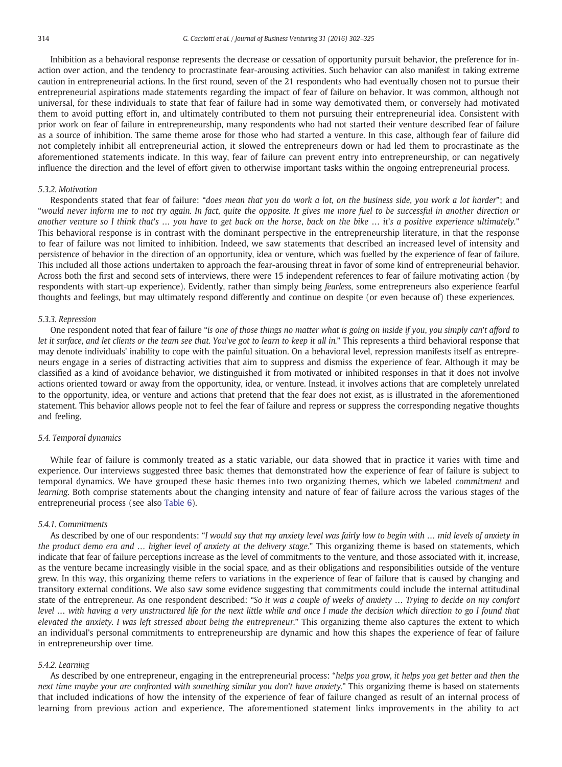Inhibition as a behavioral response represents the decrease or cessation of opportunity pursuit behavior, the preference for inaction over action, and the tendency to procrastinate fear-arousing activities. Such behavior can also manifest in taking extreme caution in entrepreneurial actions. In the first round, seven of the 21 respondents who had eventually chosen not to pursue their entrepreneurial aspirations made statements regarding the impact of fear of failure on behavior. It was common, although not universal, for these individuals to state that fear of failure had in some way demotivated them, or conversely had motivated them to avoid putting effort in, and ultimately contributed to them not pursuing their entrepreneurial idea. Consistent with prior work on fear of failure in entrepreneurship, many respondents who had not started their venture described fear of failure as a source of inhibition. The same theme arose for those who had started a venture. In this case, although fear of failure did not completely inhibit all entrepreneurial action, it slowed the entrepreneurs down or had led them to procrastinate as the aforementioned statements indicate. In this way, fear of failure can prevent entry into entrepreneurship, or can negatively influence the direction and the level of effort given to otherwise important tasks within the ongoing entrepreneurial process.

#### 5.3.2. Motivation

Respondents stated that fear of failure: "*does mean that you do work a lot, on the business side, you work a lot harder*"; and "*would never inform me to not try again. In fact, quite the opposite. It gives me more fuel to be successful in another direction or another venture so I think that's … you have to get back on the horse, back on the bike … it's a positive experience ultimately.*" This behavioral response is in contrast with the dominant perspective in the entrepreneurship literature, in that the response to fear of failure was not limited to inhibition. Indeed, we saw statements that described an increased level of intensity and persistence of behavior in the direction of an opportunity, idea or venture, which was fuelled by the experience of fear of failure. This included all those actions undertaken to approach the fear-arousing threat in favor of some kind of entrepreneurial behavior. Across both the first and second sets of interviews, there were 15 independent references to fear of failure motivating action (by respondents with start-up experience). Evidently, rather than simply being *fearless*, some entrepreneurs also experience fearful thoughts and feelings, but may ultimately respond differently and continue on despite (or even because of) these experiences.

#### 5.3.3. Repression

One respondent noted that fear of failure "*is one of those things no matter what is going on inside if you, you simply can't afford to let it surface, and let clients or the team see that. You've got to learn to keep it all in.*" This represents a third behavioral response that may denote individuals' inability to cope with the painful situation. On a behavioral level, repression manifests itself as entrepreneurs engage in a series of distracting activities that aim to suppress and dismiss the experience of fear. Although it may be classified as a kind of avoidance behavior, we distinguished it from motivated or inhibited responses in that it does not involve actions oriented toward or away from the opportunity, idea, or venture. Instead, it involves actions that are completely unrelated to the opportunity, idea, or venture and actions that pretend that the fear does not exist, as is illustrated in the aforementioned statement. This behavior allows people not to feel the fear of failure and repress or suppress the corresponding negative thoughts and feeling.

### 5.4. Temporal dynamics

While fear of failure is commonly treated as a static variable, our data showed that in practice it varies with time and experience. Our interviews suggested three basic themes that demonstrated how the experience of fear of failure is subject to temporal dynamics. We have grouped these basic themes into two organizing themes, which we labeled *commitment* and *learning*. Both comprise statements about the changing intensity and nature of fear of failure across the various stages of the entrepreneurial process (see also Table 6).

#### 5.4.1. Commitments

As described by one of our respondents: "*I would say that my anxiety level was fairly low to begin with … mid levels of anxiety in the product demo era and … higher level of anxiety at the delivery stage.*" This organizing theme is based on statements, which indicate that fear of failure perceptions increase as the level of commitments to the venture, and those associated with it, increase, as the venture became increasingly visible in the social space, and as their obligations and responsibilities outside of the venture grew. In this way, this organizing theme refers to variations in the experience of fear of failure that is caused by changing and transitory external conditions. We also saw some evidence suggesting that commitments could include the internal attitudinal state of the entrepreneur. As one respondent described: "*So it was a couple of weeks of anxiety … Trying to decide on my comfort level … with having a very unstructured life for the next little while and once I made the decision which direction to go I found that elevated the anxiety. I was left stressed about being the entrepreneur.*" This organizing theme also captures the extent to which an individual's personal commitments to entrepreneurship are dynamic and how this shapes the experience of fear of failure in entrepreneurship over time.

#### 5.4.2. Learning

As described by one entrepreneur, engaging in the entrepreneurial process: "*helps you grow, it helps you get better and then the next time maybe your are confronted with something similar you don't have anxiety.*" This organizing theme is based on statements that included indications of how the intensity of the experience of fear of failure changed as result of an internal process of learning from previous action and experience. The aforementioned statement links improvements in the ability to act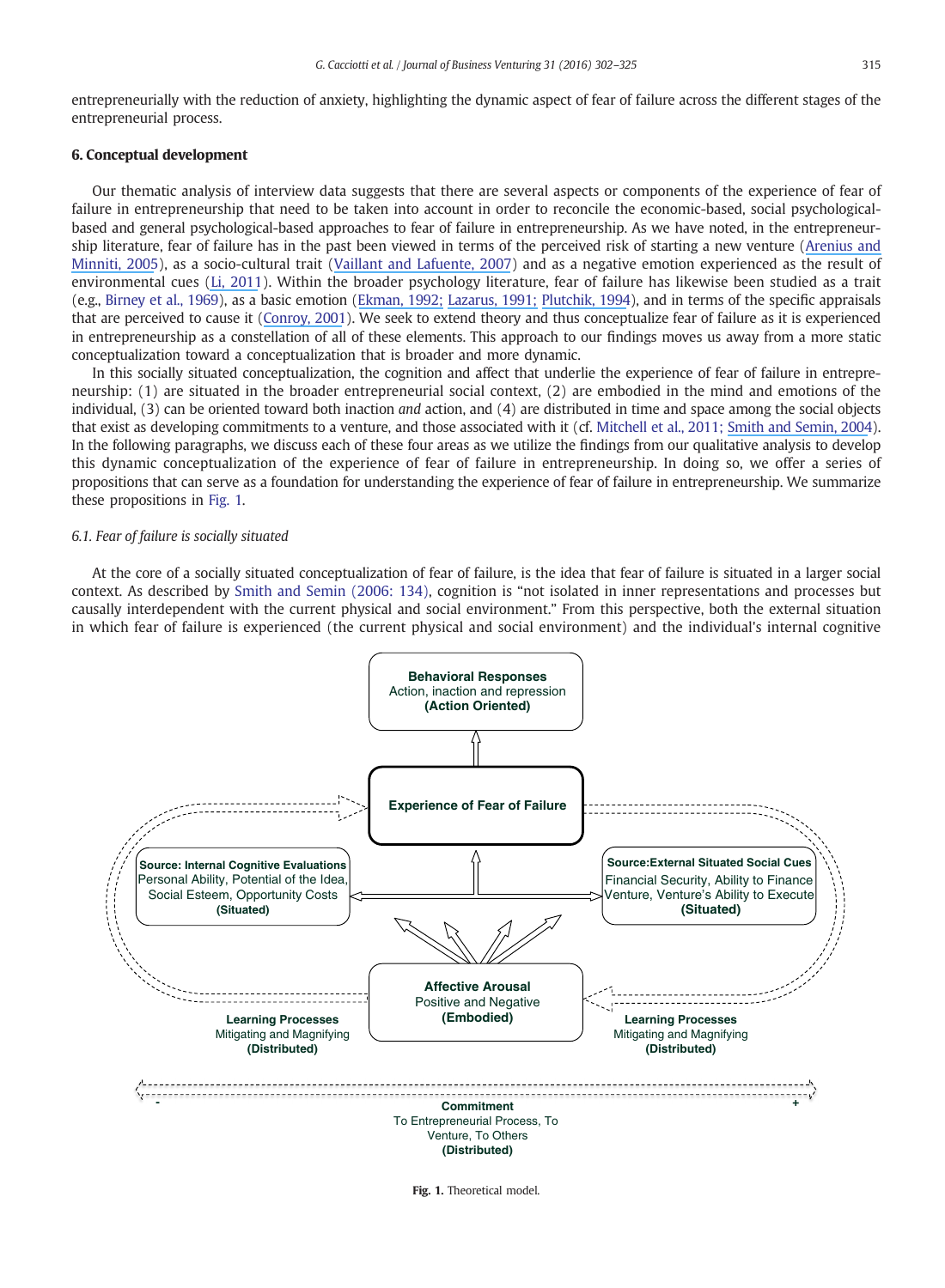entrepreneurially with the reduction of anxiety, highlighting the dynamic aspect of fear of failure across the different stages of the entrepreneurial process.

## 6. Conceptual development

Our thematic analysis of interview data suggests that there are several aspects or components of the experience of fear of failure in entrepreneurship that need to be taken into account in order to reconcile the economic-based, social psychological-based and general psychological-based approaches to fear of failure in entrepreneurship. As we have noted, in the entrepreneurship literature, fear of failure has in the past been viewed in terms of the perceived risk of starting a new venture (Arenius and Minniti, 2005), as a socio-cultural trait (Vaillant and Lafuente, 2007) and as a negative emotion experienced as the result of environmental cues (Li, 2011). Within the broader psychology literature, fear of failure has likewise been studied as a trait (e.g., Birney et al., 1969), as a basic emotion (Ekman, 1992; Lazarus, 1991; Plutchik, 1994), and in terms of the specific appraisals that are perceived to cause it (Conroy, 2001). We seek to extend theory and thus conceptualize fear of failure as it is experienced in entrepreneurship as a constellation of all of these elements. This approach to our findings moves us away from a more static conceptualization toward a conceptualization that is broader and more dynamic.

In this socially situated conceptualization, the cognition and affect that underlie the experience of fear of failure in entrepreneurship: (1) are situated in the broader entrepreneurial social context, (2) are embodied in the mind and emotions of the individual, (3) can be oriented toward both inaction *and* action, and (4) are distributed in time and space among the social objects that exist as developing commitments to a venture, and those associated with it (cf. Mitchell et al., 2011; Smith and Semin, 2004). In the following paragraphs, we discuss each of these four areas as we utilize the findings from our qualitative analysis to develop this dynamic conceptualization of the experience of fear of failure in entrepreneurship. In doing so, we offer a series of propositions that can serve as a foundation for understanding the experience of fear of failure in entrepreneurship. We summarize these propositions in Fig. 1.

### *6.1. Fear of failure is socially situated*

At the core of a socially situated conceptualization of fear of failure, is the idea that fear of failure is situated in a larger social context. As described by Smith and Semin (2006: 134), cognition is "not isolated in inner representations and processes but causally interdependent with the current physical and social environment." From this perspective, both the external situation in which fear of failure is experienced (the current physical and social environment) and the individual's internal cognitive

**Behavioral Responses**
Action, inaction and repression
**(Action Oriented)**

**Experience of Fear of Failure**

**Source: Internal Cognitive Evaluations**
Personal Ability, Potential of the Idea, Social Esteem, Opportunity Costs
**(Situated)**

**Source:External Situated Social Cues**
Financial Security, Ability to Finance Venture, Venture's Ability to Execute
**(Situated)**

**Affective Arousal**
Positive and Negative
**(Embodied)**

**Learning Processes**
Mitigating and Magnifying
**(Distributed)**

**Learning Processes**
Mitigating and Magnifying
**(Distributed)**

\- **Commitment** +
To Entrepreneurial Process, To Venture, To Others
**(Distributed)**

**Fig. 1.** Theoretical model.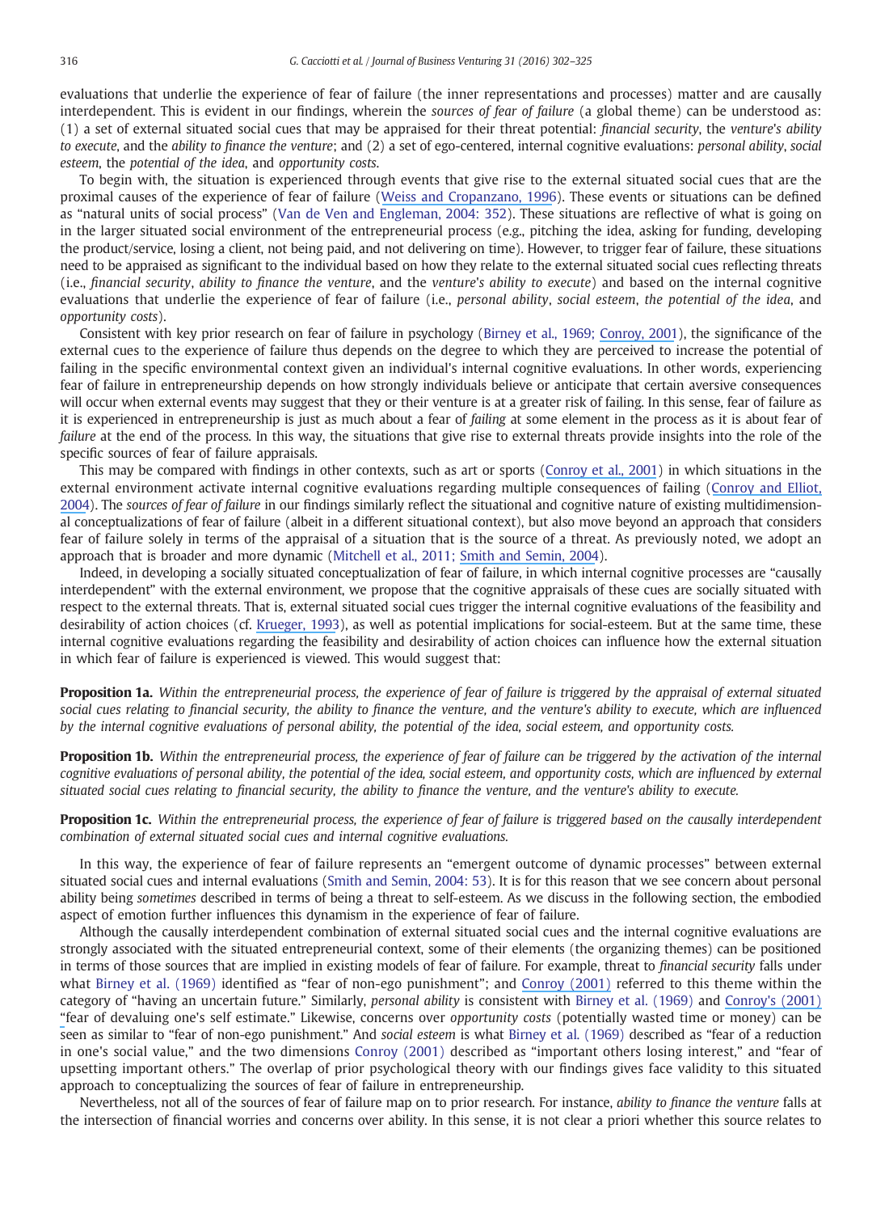evaluations that underlie the experience of fear of failure (the inner representations and processes) matter and are causally interdependent. This is evident in our findings, wherein the *sources of fear of failure* (a global theme) can be understood as: (1) a set of external situated social cues that may be appraised for their threat potential: *financial security*, the *venture's ability to execute*, and the *ability to finance the venture*; and (2) a set of ego-centered, internal cognitive evaluations: *personal ability*, *social esteem*, the *potential of the idea*, and *opportunity costs*.

To begin with, the situation is experienced through events that give rise to the external situated social cues that are the proximal causes of the experience of fear of failure (Weiss and Cropanzano, 1996). These events or situations can be defined as "natural units of social process" (Van de Ven and Engleman, 2004: 352). These situations are reflective of what is going on in the larger situated social environment of the entrepreneurial process (e.g., pitching the idea, asking for funding, developing the product/service, losing a client, not being paid, and not delivering on time). However, to trigger fear of failure, these situations need to be appraised as significant to the individual based on how they relate to the external situated social cues reflecting threats (i.e., *financial security*, *ability to finance the venture*, and the *venture's ability to execute*) and based on the internal cognitive evaluations that underlie the experience of fear of failure (i.e., *personal ability*, *social esteem*, *the potential of the idea*, and *opportunity costs*).

Consistent with key prior research on fear of failure in psychology (Birney et al., 1969; Conroy, 2001), the significance of the external cues to the experience of failure thus depends on the degree to which they are perceived to increase the potential of failing in the specific environmental context given an individual's internal cognitive evaluations. In other words, experiencing fear of failure in entrepreneurship depends on how strongly individuals believe or anticipate that certain aversive consequences will occur when external events may suggest that they or their venture is at a greater risk of failing. In this sense, fear of failure as it is experienced in entrepreneurship is just as much about a fear of *failing* at some element in the process as it is about fear of *failure* at the end of the process. In this way, the situations that give rise to external threats provide insights into the role of the specific sources of fear of failure appraisals.

This may be compared with findings in other contexts, such as art or sports (Conroy et al., 2001) in which situations in the external environment activate internal cognitive evaluations regarding multiple consequences of failing (Conroy and Elliot, 2004). The *sources of fear of failure* in our findings similarly reflect the situational and cognitive nature of existing multidimensional conceptualizations of fear of failure (albeit in a different situational context), but also move beyond an approach that considers fear of failure solely in terms of the appraisal of a situation that is the source of a threat. As previously noted, we adopt an approach that is broader and more dynamic (Mitchell et al., 2011; Smith and Semin, 2004).

Indeed, in developing a socially situated conceptualization of fear of failure, in which internal cognitive processes are "causally interdependent" with the external environment, we propose that the cognitive appraisals of these cues are socially situated with respect to the external threats. That is, external situated social cues trigger the internal cognitive evaluations of the feasibility and desirability of action choices (cf. Krueger, 1993), as well as potential implications for social-esteem. But at the same time, these internal cognitive evaluations regarding the feasibility and desirability of action choices can influence how the external situation in which fear of failure is experienced is viewed. This would suggest that:

**Proposition 1a.** *Within the entrepreneurial process, the experience of fear of failure is triggered by the appraisal of external situated social cues relating to financial security, the ability to finance the venture, and the venture's ability to execute, which are influenced by the internal cognitive evaluations of personal ability, the potential of the idea, social esteem, and opportunity costs.*

**Proposition 1b.** *Within the entrepreneurial process, the experience of fear of failure can be triggered by the activation of the internal cognitive evaluations of personal ability, the potential of the idea, social esteem, and opportunity costs, which are influenced by external situated social cues relating to financial security, the ability to finance the venture, and the venture's ability to execute.*

**Proposition 1c.** *Within the entrepreneurial process, the experience of fear of failure is triggered based on the causally interdependent combination of external situated social cues and internal cognitive evaluations.*

In this way, the experience of fear of failure represents an "emergent outcome of dynamic processes" between external situated social cues and internal evaluations (Smith and Semin, 2004: 53). It is for this reason that we see concern about personal ability being *sometimes* described in terms of being a threat to self-esteem. As we discuss in the following section, the embodied aspect of emotion further influences this dynamism in the experience of fear of failure.

Although the causally interdependent combination of external situated social cues and the internal cognitive evaluations are strongly associated with the situated entrepreneurial context, some of their elements (the organizing themes) can be positioned in terms of those sources that are implied in existing models of fear of failure. For example, threat to *financial security* falls under what Birney et al. (1969) identified as "fear of non-ego punishment"; and Conroy (2001) referred to this theme within the category of "having an uncertain future." Similarly, *personal ability* is consistent with Birney et al. (1969) and Conroy's (2001) "fear of devaluing one's self estimate." Likewise, concerns over *opportunity costs* (potentially wasted time or money) can be seen as similar to "fear of non-ego punishment." And *social esteem* is what Birney et al. (1969) described as "fear of a reduction in one's social value," and the two dimensions Conroy (2001) described as "important others losing interest," and "fear of upsetting important others." The overlap of prior psychological theory with our findings gives face validity to this situated approach to conceptualizing the sources of fear of failure in entrepreneurship.

Nevertheless, not all of the sources of fear of failure map on to prior research. For instance, *ability to finance the venture* falls at the intersection of financial worries and concerns over ability. In this sense, it is not clear a priori whether this source relates to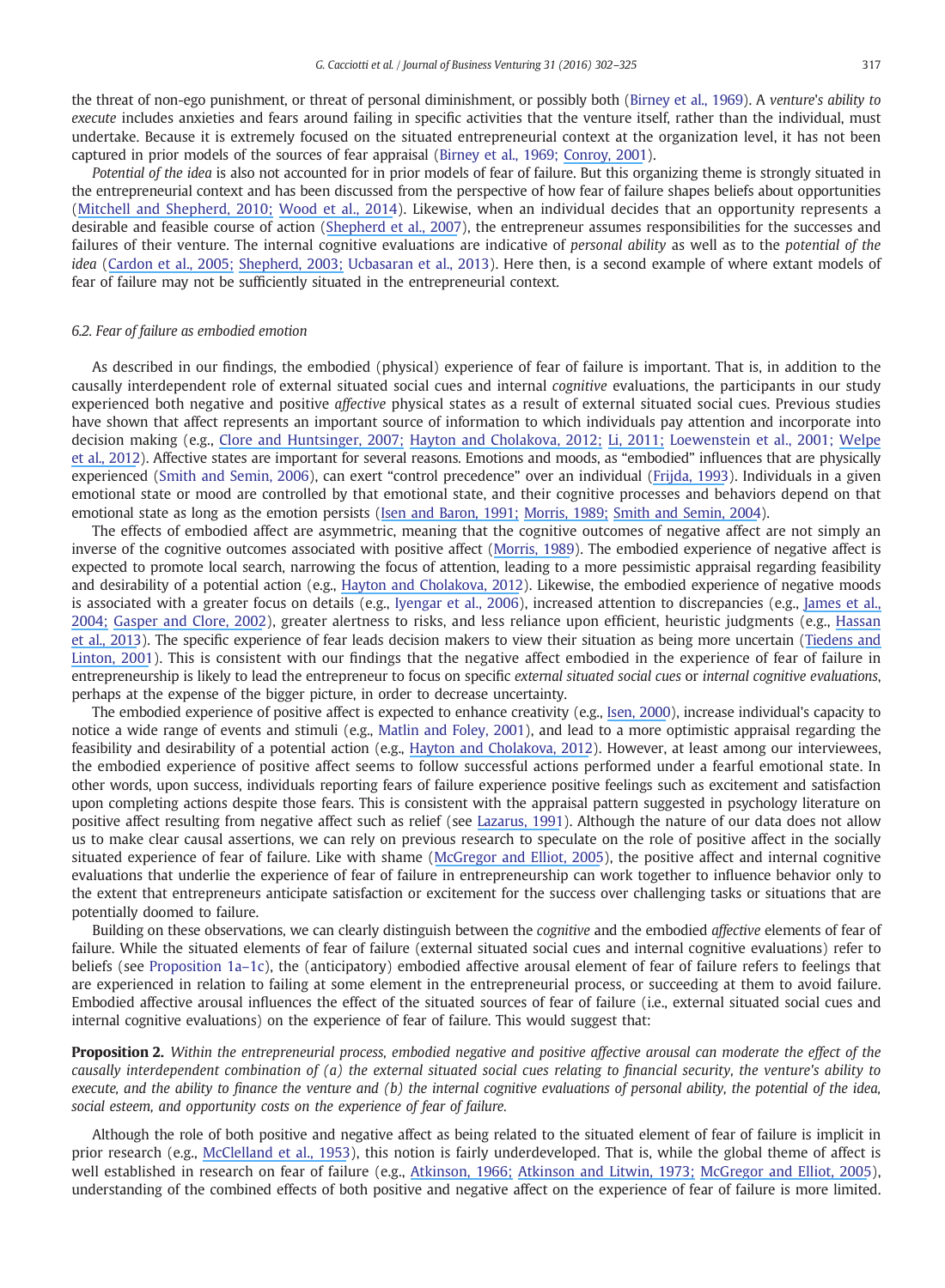the threat of non-ego punishment, or threat of personal diminishment, or possibly both (Birney et al., 1969). A *venture's ability to execute* includes anxieties and fears around failing in specific activities that the venture itself, rather than the individual, must undertake. Because it is extremely focused on the situated entrepreneurial context at the organization level, it has not been captured in prior models of the sources of fear appraisal (Birney et al., 1969; Conroy, 2001).

*Potential of the idea* is also not accounted for in prior models of fear of failure. But this organizing theme is strongly situated in the entrepreneurial context and has been discussed from the perspective of how fear of failure shapes beliefs about opportunities (Mitchell and Shepherd, 2010; Wood et al., 2014). Likewise, when an individual decides that an opportunity represents a desirable and feasible course of action (Shepherd et al., 2007), the entrepreneur assumes responsibilities for the successes and failures of their venture. The internal cognitive evaluations are indicative of *personal ability* as well as to the *potential of the idea* (Cardon et al., 2005; Shepherd, 2003; Ucbasaran et al., 2013). Here then, is a second example of where extant models of fear of failure may not be sufficiently situated in the entrepreneurial context.

### 6.2. Fear of failure as embodied emotion

As described in our findings, the embodied (physical) experience of fear of failure is important. That is, in addition to the causally interdependent role of external situated social cues and internal *cognitive* evaluations, the participants in our study experienced both negative and positive *affective* physical states as a result of external situated social cues. Previous studies have shown that affect represents an important source of information to which individuals pay attention and incorporate into decision making (e.g., Clore and Huntsinger, 2007; Hayton and Cholakova, 2012; Li, 2011; Loewenstein et al., 2001; Welpe et al., 2012). Affective states are important for several reasons. Emotions and moods, as "embodied" influences that are physically experienced (Smith and Semin, 2006), can exert "control precedence" over an individual (Frijda, 1993). Individuals in a given emotional state or mood are controlled by that emotional state, and their cognitive processes and behaviors depend on that emotional state as long as the emotion persists (Isen and Baron, 1991; Morris, 1989; Smith and Semin, 2004).

The effects of embodied affect are asymmetric, meaning that the cognitive outcomes of negative affect are not simply an inverse of the cognitive outcomes associated with positive affect (Morris, 1989). The embodied experience of negative affect is expected to promote local search, narrowing the focus of attention, leading to a more pessimistic appraisal regarding feasibility and desirability of a potential action (e.g., Hayton and Cholakova, 2012). Likewise, the embodied experience of negative moods is associated with a greater focus on details (e.g., Iyengar et al., 2006), increased attention to discrepancies (e.g., James et al., 2004; Gasper and Clore, 2002), greater alertness to risks, and less reliance upon efficient, heuristic judgments (e.g., Hassan et al., 2013). The specific experience of fear leads decision makers to view their situation as being more uncertain (Tiedens and Linton, 2001). This is consistent with our findings that the negative affect embodied in the experience of fear of failure in entrepreneurship is likely to lead the entrepreneur to focus on specific *external situated social cues* or *internal cognitive evaluations*, perhaps at the expense of the bigger picture, in order to decrease uncertainty.

The embodied experience of positive affect is expected to enhance creativity (e.g., Isen, 2000), increase individual's capacity to notice a wide range of events and stimuli (e.g., Matlin and Foley, 2001), and lead to a more optimistic appraisal regarding the feasibility and desirability of a potential action (e.g., Hayton and Cholakova, 2012). However, at least among our interviewees, the embodied experience of positive affect seems to follow successful actions performed under a fearful emotional state. In other words, upon success, individuals reporting fears of failure experience positive feelings such as excitement and satisfaction upon completing actions despite those fears. This is consistent with the appraisal pattern suggested in psychology literature on positive affect resulting from negative affect such as relief (see Lazarus, 1991). Although the nature of our data does not allow us to make clear causal assertions, we can rely on previous research to speculate on the role of positive affect in the socially situated experience of fear of failure. Like with shame (McGregor and Elliot, 2005), the positive affect and internal cognitive evaluations that underlie the experience of fear of failure in entrepreneurship can work together to influence behavior only to the extent that entrepreneurs anticipate satisfaction or excitement for the success over challenging tasks or situations that are potentially doomed to failure.

Building on these observations, we can clearly distinguish between the *cognitive* and the embodied *affective* elements of fear of failure. While the situated elements of fear of failure (external situated social cues and internal cognitive evaluations) refer to beliefs (see Proposition 1a–1c), the (anticipatory) embodied affective arousal element of fear of failure refers to feelings that are experienced in relation to failing at some element in the entrepreneurial process, or succeeding at them to avoid failure. Embodied affective arousal influences the effect of the situated sources of fear of failure (i.e., external situated social cues and internal cognitive evaluations) on the experience of fear of failure. This would suggest that:

**Proposition 2.** *Within the entrepreneurial process, embodied negative and positive affective arousal can moderate the effect of the causally interdependent combination of (a) the external situated social cues relating to financial security, the venture's ability to execute, and the ability to finance the venture and (b) the internal cognitive evaluations of personal ability, the potential of the idea, social esteem, and opportunity costs on the experience of fear of failure.*

Although the role of both positive and negative affect as being related to the situated element of fear of failure is implicit in prior research (e.g., McClelland et al., 1953), this notion is fairly underdeveloped. That is, while the global theme of affect is well established in research on fear of failure (e.g., Atkinson, 1966; Atkinson and Litwin, 1973; McGregor and Elliot, 2005), understanding of the combined effects of both positive and negative affect on the experience of fear of failure is more limited.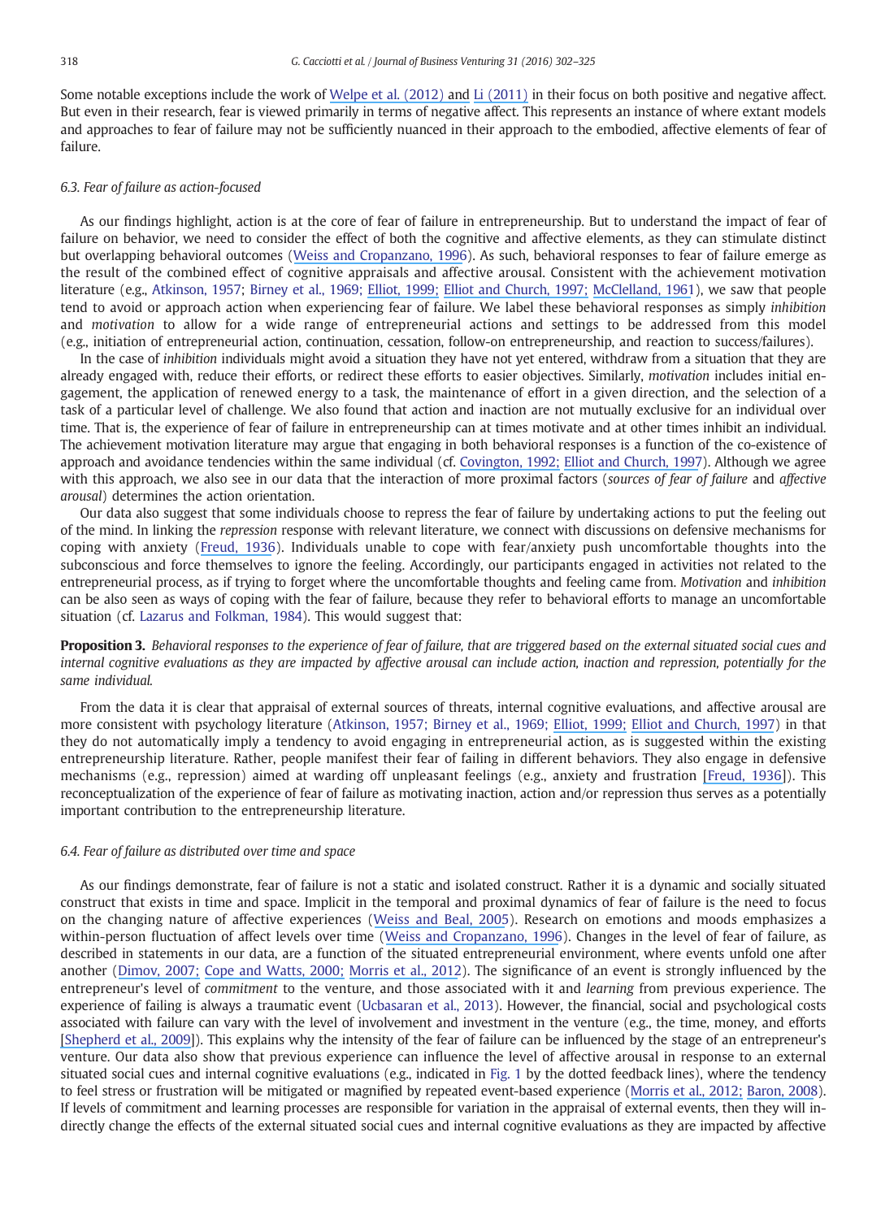Some notable exceptions include the work of Welpe et al. (2012) and Li (2011) in their focus on both positive and negative affect. But even in their research, fear is viewed primarily in terms of negative affect. This represents an instance of where extant models and approaches to fear of failure may not be sufficiently nuanced in their approach to the embodied, affective elements of fear of failure.

### 6.3. Fear of failure as action-focused

As our findings highlight, action is at the core of fear of failure in entrepreneurship. But to understand the impact of fear of failure on behavior, we need to consider the effect of both the cognitive and affective elements, as they can stimulate distinct but overlapping behavioral outcomes (Weiss and Cropanzano, 1996). As such, behavioral responses to fear of failure emerge as the result of the combined effect of cognitive appraisals and affective arousal. Consistent with the achievement motivation literature (e.g., Atkinson, 1957; Birney et al., 1969; Elliot, 1999; Elliot and Church, 1997; McClelland, 1961), we saw that people tend to avoid or approach action when experiencing fear of failure. We label these behavioral responses as simply *inhibition* and *motivation* to allow for a wide range of entrepreneurial actions and settings to be addressed from this model (e.g., initiation of entrepreneurial action, continuation, cessation, follow-on entrepreneurship, and reaction to success/failures).

In the case of *inhibition* individuals might avoid a situation they have not yet entered, withdraw from a situation that they are already engaged with, reduce their efforts, or redirect these efforts to easier objectives. Similarly, *motivation* includes initial engagement, the application of renewed energy to a task, the maintenance of effort in a given direction, and the selection of a task of a particular level of challenge. We also found that action and inaction are not mutually exclusive for an individual over time. That is, the experience of fear of failure in entrepreneurship can at times motivate and at other times inhibit an individual. The achievement motivation literature may argue that engaging in both behavioral responses is a function of the co-existence of approach and avoidance tendencies within the same individual (cf. Covington, 1992; Elliot and Church, 1997). Although we agree with this approach, we also see in our data that the interaction of more proximal factors (*sources of fear of failure* and *affective arousal*) determines the action orientation.

Our data also suggest that some individuals choose to repress the fear of failure by undertaking actions to put the feeling out of the mind. In linking the *repression* response with relevant literature, we connect with discussions on defensive mechanisms for coping with anxiety (Freud, 1936). Individuals unable to cope with fear/anxiety push uncomfortable thoughts into the subconscious and force themselves to ignore the feeling. Accordingly, our participants engaged in activities not related to the entrepreneurial process, as if trying to forget where the uncomfortable thoughts and feeling came from. *Motivation* and *inhibition* can be also seen as ways of coping with the fear of failure, because they refer to behavioral efforts to manage an uncomfortable situation (cf. Lazarus and Folkman, 1984). This would suggest that:

**Proposition 3.** *Behavioral responses to the experience of fear of failure, that are triggered based on the external situated social cues and internal cognitive evaluations as they are impacted by affective arousal can include action, inaction and repression, potentially for the same individual.*

From the data it is clear that appraisal of external sources of threats, internal cognitive evaluations, and affective arousal are more consistent with psychology literature (Atkinson, 1957; Birney et al., 1969; Elliot, 1999; Elliot and Church, 1997) in that they do not automatically imply a tendency to avoid engaging in entrepreneurial action, as is suggested within the existing entrepreneurship literature. Rather, people manifest their fear of failing in different behaviors. They also engage in defensive mechanisms (e.g., repression) aimed at warding off unpleasant feelings (e.g., anxiety and frustration [Freud, 1936]). This reconceptualization of the experience of fear of failure as motivating inaction, action and/or repression thus serves as a potentially important contribution to the entrepreneurship literature.

### 6.4. Fear of failure as distributed over time and space

As our findings demonstrate, fear of failure is not a static and isolated construct. Rather it is a dynamic and socially situated construct that exists in time and space. Implicit in the temporal and proximal dynamics of fear of failure is the need to focus on the changing nature of affective experiences (Weiss and Beal, 2005). Research on emotions and moods emphasizes a within-person fluctuation of affect levels over time (Weiss and Cropanzano, 1996). Changes in the level of fear of failure, as described in statements in our data, are a function of the situated entrepreneurial environment, where events unfold one after another (Dimov, 2007; Cope and Watts, 2000; Morris et al., 2012). The significance of an event is strongly influenced by the entrepreneur's level of *commitment* to the venture, and those associated with it and *learning* from previous experience. The experience of failing is always a traumatic event (Ucbasaran et al., 2013). However, the financial, social and psychological costs associated with failure can vary with the level of involvement and investment in the venture (e.g., the time, money, and efforts [Shepherd et al., 2009]). This explains why the intensity of the fear of failure can be influenced by the stage of an entrepreneur's venture. Our data also show that previous experience can influence the level of affective arousal in response to an external situated social cues and internal cognitive evaluations (e.g., indicated in Fig. 1 by the dotted feedback lines), where the tendency to feel stress or frustration will be mitigated or magnified by repeated event-based experience (Morris et al., 2012; Baron, 2008). If levels of commitment and learning processes are responsible for variation in the appraisal of external events, then they will indirectly change the effects of the external situated social cues and internal cognitive evaluations as they are impacted by affective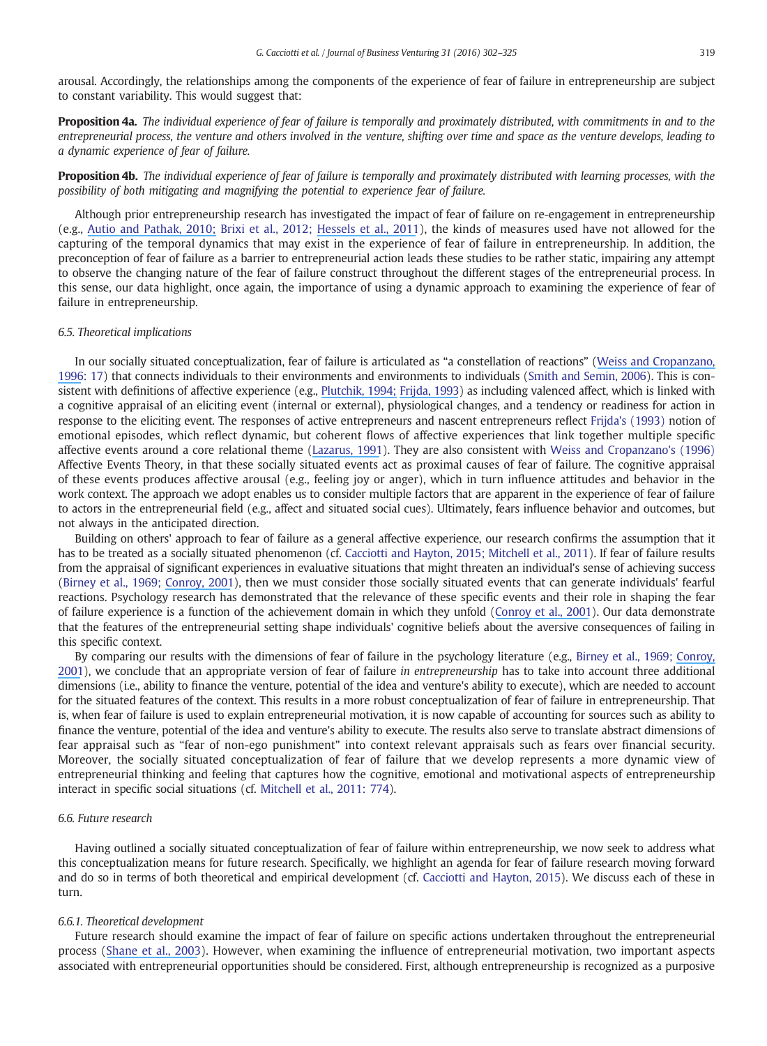arousal. Accordingly, the relationships among the components of the experience of fear of failure in entrepreneurship are subject to constant variability. This would suggest that:

**Proposition 4a.** *The individual experience of fear of failure is temporally and proximately distributed, with commitments in and to the entrepreneurial process, the venture and others involved in the venture, shifting over time and space as the venture develops, leading to a dynamic experience of fear of failure.*

**Proposition 4b.** *The individual experience of fear of failure is temporally and proximately distributed with learning processes, with the possibility of both mitigating and magnifying the potential to experience fear of failure.*

Although prior entrepreneurship research has investigated the impact of fear of failure on re-engagement in entrepreneurship (e.g., Autio and Pathak, 2010; Brixi et al., 2012; Hessels et al., 2011), the kinds of measures used have not allowed for the capturing of the temporal dynamics that may exist in the experience of fear of failure in entrepreneurship. In addition, the preconception of fear of failure as a barrier to entrepreneurial action leads these studies to be rather static, impairing any attempt to observe the changing nature of the fear of failure construct throughout the different stages of the entrepreneurial process. In this sense, our data highlight, once again, the importance of using a dynamic approach to examining the experience of fear of failure in entrepreneurship.

### 6.5. Theoretical implications

In our socially situated conceptualization, fear of failure is articulated as "a constellation of reactions" (Weiss and Cropanzano, 1996: 17) that connects individuals to their environments and environments to individuals (Smith and Semin, 2006). This is consistent with definitions of affective experience (e.g., Plutchik, 1994; Frijda, 1993) as including valenced affect, which is linked with a cognitive appraisal of an eliciting event (internal or external), physiological changes, and a tendency or readiness for action in response to the eliciting event. The responses of active entrepreneurs and nascent entrepreneurs reflect Frijda's (1993) notion of emotional episodes, which reflect dynamic, but coherent flows of affective experiences that link together multiple specific affective events around a core relational theme (Lazarus, 1991). They are also consistent with Weiss and Cropanzano's (1996) Affective Events Theory, in that these socially situated events act as proximal causes of fear of failure. The cognitive appraisal of these events produces affective arousal (e.g., feeling joy or anger), which in turn influence attitudes and behavior in the work context. The approach we adopt enables us to consider multiple factors that are apparent in the experience of fear of failure to actors in the entrepreneurial field (e.g., affect and situated social cues). Ultimately, fears influence behavior and outcomes, but not always in the anticipated direction.

Building on others' approach to fear of failure as a general affective experience, our research confirms the assumption that it has to be treated as a socially situated phenomenon (cf. Cacciotti and Hayton, 2015; Mitchell et al., 2011). If fear of failure results from the appraisal of significant experiences in evaluative situations that might threaten an individual's sense of achieving success (Birney et al., 1969; Conroy, 2001), then we must consider those socially situated events that can generate individuals' fearful reactions. Psychology research has demonstrated that the relevance of these specific events and their role in shaping the fear of failure experience is a function of the achievement domain in which they unfold (Conroy et al., 2001). Our data demonstrate that the features of the entrepreneurial setting shape individuals' cognitive beliefs about the aversive consequences of failing in this specific context.

By comparing our results with the dimensions of fear of failure in the psychology literature (e.g., Birney et al., 1969; Conroy, 2001), we conclude that an appropriate version of fear of failure *in entrepreneurship* has to take into account three additional dimensions (i.e., ability to finance the venture, potential of the idea and venture's ability to execute), which are needed to account for the situated features of the context. This results in a more robust conceptualization of fear of failure in entrepreneurship. That is, when fear of failure is used to explain entrepreneurial motivation, it is now capable of accounting for sources such as ability to finance the venture, potential of the idea and venture's ability to execute. The results also serve to translate abstract dimensions of fear appraisal such as "fear of non-ego punishment" into context relevant appraisals such as fears over financial security. Moreover, the socially situated conceptualization of fear of failure that we develop represents a more dynamic view of entrepreneurial thinking and feeling that captures how the cognitive, emotional and motivational aspects of entrepreneurship interact in specific social situations (cf. Mitchell et al., 2011: 774).

### 6.6. Future research

Having outlined a socially situated conceptualization of fear of failure within entrepreneurship, we now seek to address what this conceptualization means for future research. Specifically, we highlight an agenda for fear of failure research moving forward and do so in terms of both theoretical and empirical development (cf. Cacciotti and Hayton, 2015). We discuss each of these in turn.

#### 6.6.1. Theoretical development

Future research should examine the impact of fear of failure on specific actions undertaken throughout the entrepreneurial process (Shane et al., 2003). However, when examining the influence of entrepreneurial motivation, two important aspects associated with entrepreneurial opportunities should be considered. First, although entrepreneurship is recognized as a purposive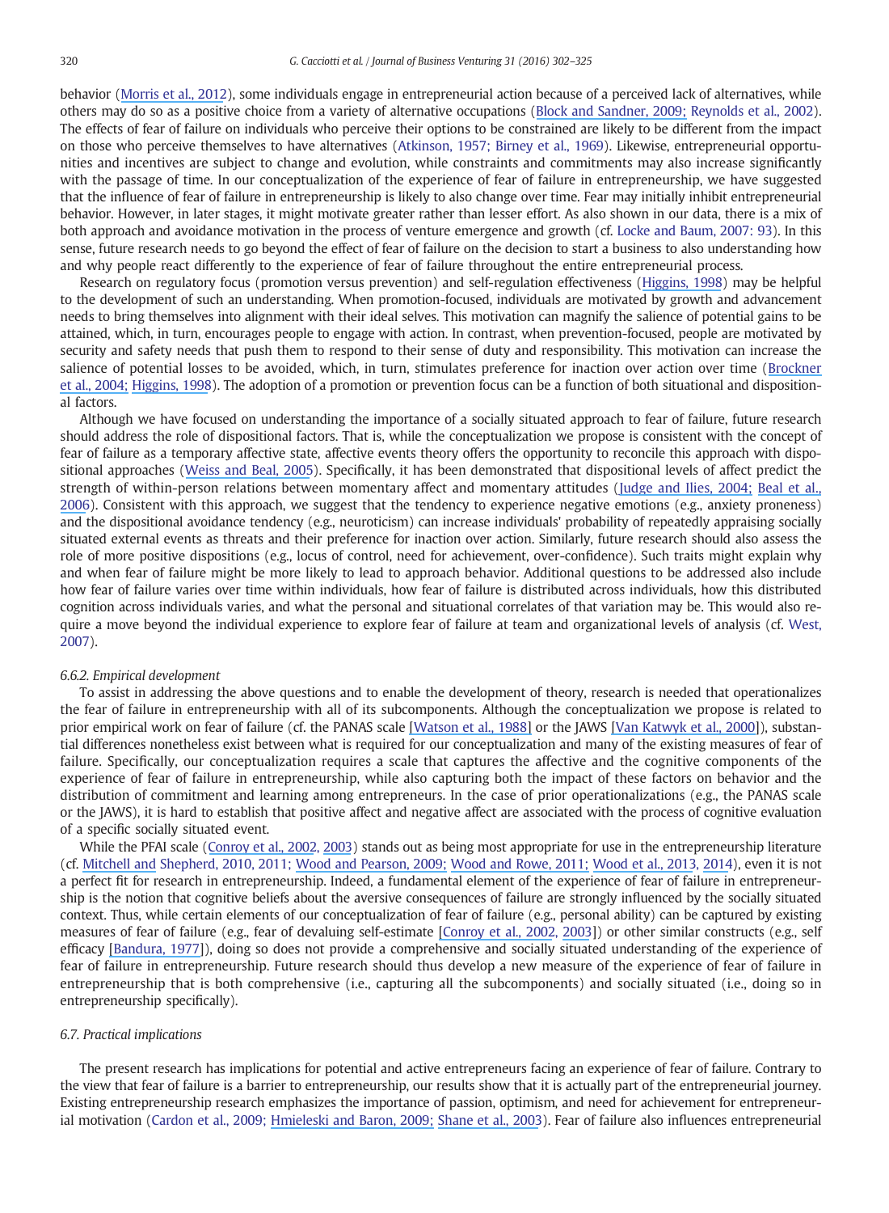behavior (Morris et al., 2012), some individuals engage in entrepreneurial action because of a perceived lack of alternatives, while others may do so as a positive choice from a variety of alternative occupations (Block and Sandner, 2009; Reynolds et al., 2002). The effects of fear of failure on individuals who perceive their options to be constrained are likely to be different from the impact on those who perceive themselves to have alternatives (Atkinson, 1957; Birney et al., 1969). Likewise, entrepreneurial opportunities and incentives are subject to change and evolution, while constraints and commitments may also increase significantly with the passage of time. In our conceptualization of the experience of fear of failure in entrepreneurship, we have suggested that the influence of fear of failure in entrepreneurship is likely to also change over time. Fear may initially inhibit entrepreneurial behavior. However, in later stages, it might motivate greater rather than lesser effort. As also shown in our data, there is a mix of both approach and avoidance motivation in the process of venture emergence and growth (cf. Locke and Baum, 2007: 93). In this sense, future research needs to go beyond the effect of fear of failure on the decision to start a business to also understanding how and why people react differently to the experience of fear of failure throughout the entire entrepreneurial process.

Research on regulatory focus (promotion versus prevention) and self-regulation effectiveness (Higgins, 1998) may be helpful to the development of such an understanding. When promotion-focused, individuals are motivated by growth and advancement needs to bring themselves into alignment with their ideal selves. This motivation can magnify the salience of potential gains to be attained, which, in turn, encourages people to engage with action. In contrast, when prevention-focused, people are motivated by security and safety needs that push them to respond to their sense of duty and responsibility. This motivation can increase the salience of potential losses to be avoided, which, in turn, stimulates preference for inaction over action over time (Brockner et al., 2004; Higgins, 1998). The adoption of a promotion or prevention focus can be a function of both situational and dispositional factors.

Although we have focused on understanding the importance of a socially situated approach to fear of failure, future research should address the role of dispositional factors. That is, while the conceptualization we propose is consistent with the concept of fear of failure as a temporary affective state, affective events theory offers the opportunity to reconcile this approach with dispositional approaches (Weiss and Beal, 2005). Specifically, it has been demonstrated that dispositional levels of affect predict the strength of within-person relations between momentary affect and momentary attitudes (Judge and Ilies, 2004; Beal et al., 2006). Consistent with this approach, we suggest that the tendency to experience negative emotions (e.g., anxiety proneness) and the dispositional avoidance tendency (e.g., neuroticism) can increase individuals' probability of repeatedly appraising socially situated external events as threats and their preference for inaction over action. Similarly, future research should also assess the role of more positive dispositions (e.g., locus of control, need for achievement, over-confidence). Such traits might explain why and when fear of failure might be more likely to lead to approach behavior. Additional questions to be addressed also include how fear of failure varies over time within individuals, how fear of failure is distributed across individuals, how this distributed cognition across individuals varies, and what the personal and situational correlates of that variation may be. This would also require a move beyond the individual experience to explore fear of failure at team and organizational levels of analysis (cf. West, 2007).

#### 6.6.2. Empirical development

To assist in addressing the above questions and to enable the development of theory, research is needed that operationalizes the fear of failure in entrepreneurship with all of its subcomponents. Although the conceptualization we propose is related to prior empirical work on fear of failure (cf. the PANAS scale [Watson et al., 1988] or the JAWS [Van Katwyk et al., 2000]), substantial differences nonetheless exist between what is required for our conceptualization and many of the existing measures of fear of failure. Specifically, our conceptualization requires a scale that captures the affective and the cognitive components of the experience of fear of failure in entrepreneurship, while also capturing both the impact of these factors on behavior and the distribution of commitment and learning among entrepreneurs. In the case of prior operationalizations (e.g., the PANAS scale or the JAWS), it is hard to establish that positive affect and negative affect are associated with the process of cognitive evaluation of a specific socially situated event.

While the PFAI scale (Conroy et al., 2002, 2003) stands out as being most appropriate for use in the entrepreneurship literature (cf. Mitchell and Shepherd, 2010, 2011; Wood and Pearson, 2009; Wood and Rowe, 2011; Wood et al., 2013, 2014), even it is not a perfect fit for research in entrepreneurship. Indeed, a fundamental element of the experience of fear of failure in entrepreneurship is the notion that cognitive beliefs about the aversive consequences of failure are strongly influenced by the socially situated context. Thus, while certain elements of our conceptualization of fear of failure (e.g., personal ability) can be captured by existing measures of fear of failure (e.g., fear of devaluing self-estimate [Conroy et al., 2002, 2003]) or other similar constructs (e.g., self efficacy [Bandura, 1977]), doing so does not provide a comprehensive and socially situated understanding of the experience of fear of failure in entrepreneurship. Future research should thus develop a new measure of the experience of fear of failure in entrepreneurship that is both comprehensive (i.e., capturing all the subcomponents) and socially situated (i.e., doing so in entrepreneurship specifically).

### 6.7. Practical implications

The present research has implications for potential and active entrepreneurs facing an experience of fear of failure. Contrary to the view that fear of failure is a barrier to entrepreneurship, our results show that it is actually part of the entrepreneurial journey. Existing entrepreneurship research emphasizes the importance of passion, optimism, and need for achievement for entrepreneurial motivation (Cardon et al., 2009; Hmieleski and Baron, 2009; Shane et al., 2003). Fear of failure also influences entrepreneurial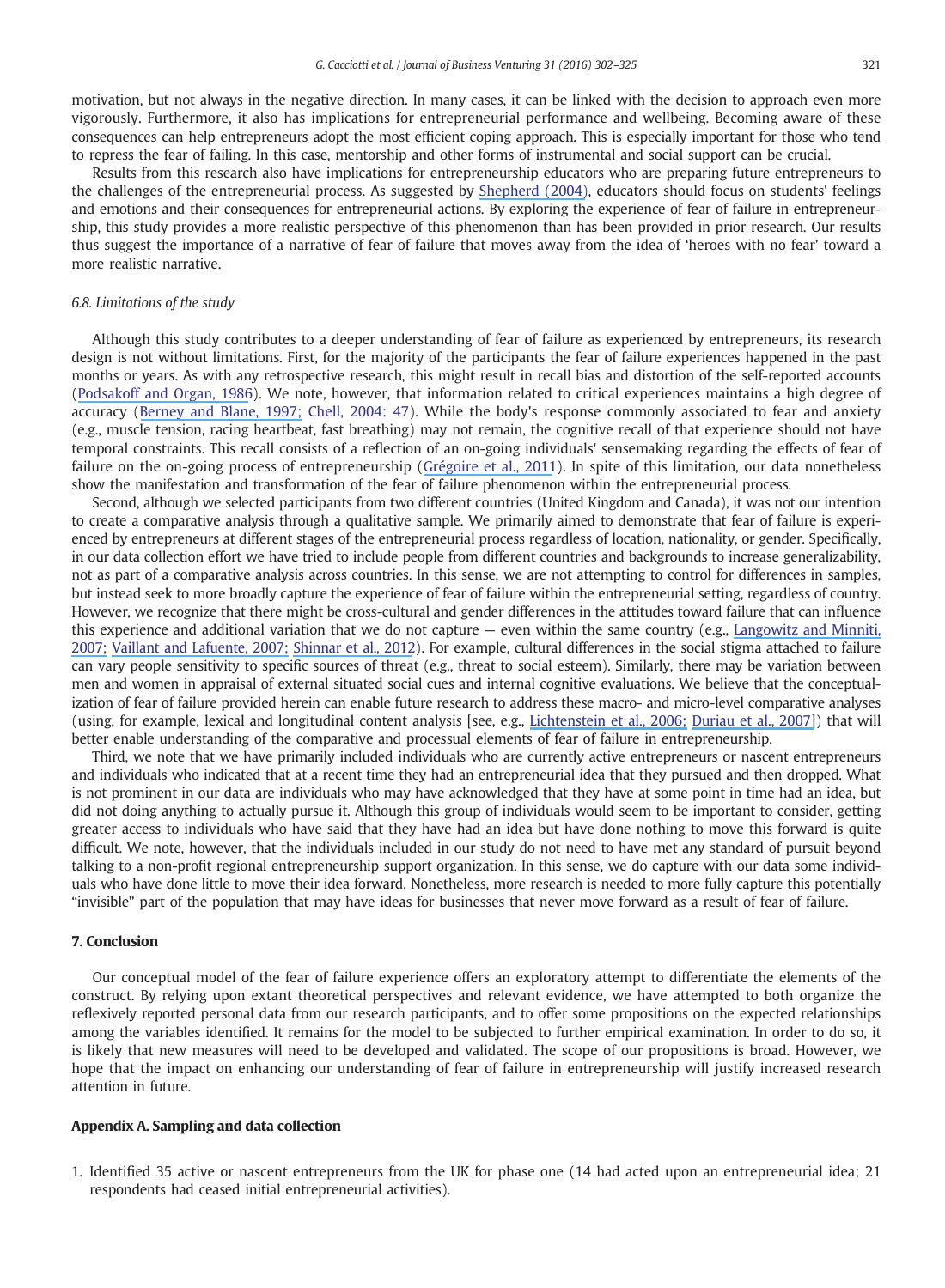motivation, but not always in the negative direction. In many cases, it can be linked with the decision to approach even more vigorously. Furthermore, it also has implications for entrepreneurial performance and wellbeing. Becoming aware of these consequences can help entrepreneurs adopt the most efficient coping approach. This is especially important for those who tend to repress the fear of failing. In this case, mentorship and other forms of instrumental and social support can be crucial.

Results from this research also have implications for entrepreneurship educators who are preparing future entrepreneurs to the challenges of the entrepreneurial process. As suggested by Shepherd (2004), educators should focus on students' feelings and emotions and their consequences for entrepreneurial actions. By exploring the experience of fear of failure in entrepreneurship, this study provides a more realistic perspective of this phenomenon than has been provided in prior research. Our results thus suggest the importance of a narrative of fear of failure that moves away from the idea of 'heroes with no fear' toward a more realistic narrative.

### 6.8. Limitations of the study

Although this study contributes to a deeper understanding of fear of failure as experienced by entrepreneurs, its research design is not without limitations. First, for the majority of the participants the fear of failure experiences happened in the past months or years. As with any retrospective research, this might result in recall bias and distortion of the self-reported accounts (Podsakoff and Organ, 1986). We note, however, that information related to critical experiences maintains a high degree of accuracy (Berney and Blane, 1997; Chell, 2004: 47). While the body's response commonly associated to fear and anxiety (e.g., muscle tension, racing heartbeat, fast breathing) may not remain, the cognitive recall of that experience should not have temporal constraints. This recall consists of a reflection of an on-going individuals' sensemaking regarding the effects of fear of failure on the on-going process of entrepreneurship (Grégoire et al., 2011). In spite of this limitation, our data nonetheless show the manifestation and transformation of the fear of failure phenomenon within the entrepreneurial process.

Second, although we selected participants from two different countries (United Kingdom and Canada), it was not our intention to create a comparative analysis through a qualitative sample. We primarily aimed to demonstrate that fear of failure is experienced by entrepreneurs at different stages of the entrepreneurial process regardless of location, nationality, or gender. Specifically, in our data collection effort we have tried to include people from different countries and backgrounds to increase generalizability, not as part of a comparative analysis across countries. In this sense, we are not attempting to control for differences in samples, but instead seek to more broadly capture the experience of fear of failure within the entrepreneurial setting, regardless of country. However, we recognize that there might be cross-cultural and gender differences in the attitudes toward failure that can influence this experience and additional variation that we do not capture — even within the same country (e.g., Langowitz and Minniti, 2007; Vaillant and Lafuente, 2007; Shinnar et al., 2012). For example, cultural differences in the social stigma attached to failure can vary people sensitivity to specific sources of threat (e.g., threat to social esteem). Similarly, there may be variation between men and women in appraisal of external situated social cues and internal cognitive evaluations. We believe that the conceptualization of fear of failure provided herein can enable future research to address these macro- and micro-level comparative analyses (using, for example, lexical and longitudinal content analysis [see, e.g., Lichtenstein et al., 2006; Duriau et al., 2007]) that will better enable understanding of the comparative and processual elements of fear of failure in entrepreneurship.

Third, we note that we have primarily included individuals who are currently active entrepreneurs or nascent entrepreneurs and individuals who indicated that at a recent time they had an entrepreneurial idea that they pursued and then dropped. What is not prominent in our data are individuals who may have acknowledged that they have at some point in time had an idea, but did not doing anything to actually pursue it. Although this group of individuals would seem to be important to consider, getting greater access to individuals who have said that they have had an idea but have done nothing to move this forward is quite difficult. We note, however, that the individuals included in our study do not need to have met any standard of pursuit beyond talking to a non-profit regional entrepreneurship support organization. In this sense, we do capture with our data some individuals who have done little to move their idea forward. Nonetheless, more research is needed to more fully capture this potentially "invisible" part of the population that may have ideas for businesses that never move forward as a result of fear of failure.

## 7. Conclusion

Our conceptual model of the fear of failure experience offers an exploratory attempt to differentiate the elements of the construct. By relying upon extant theoretical perspectives and relevant evidence, we have attempted to both organize the reflexively reported personal data from our research participants, and to offer some propositions on the expected relationships among the variables identified. It remains for the model to be subjected to further empirical examination. In order to do so, it is likely that new measures will need to be developed and validated. The scope of our propositions is broad. However, we hope that the impact on enhancing our understanding of fear of failure in entrepreneurship will justify increased research attention in future.

## Appendix A. Sampling and data collection

1. Identified 35 active or nascent entrepreneurs from the UK for phase one (14 had acted upon an entrepreneurial idea; 21 respondents had ceased initial entrepreneurial activities).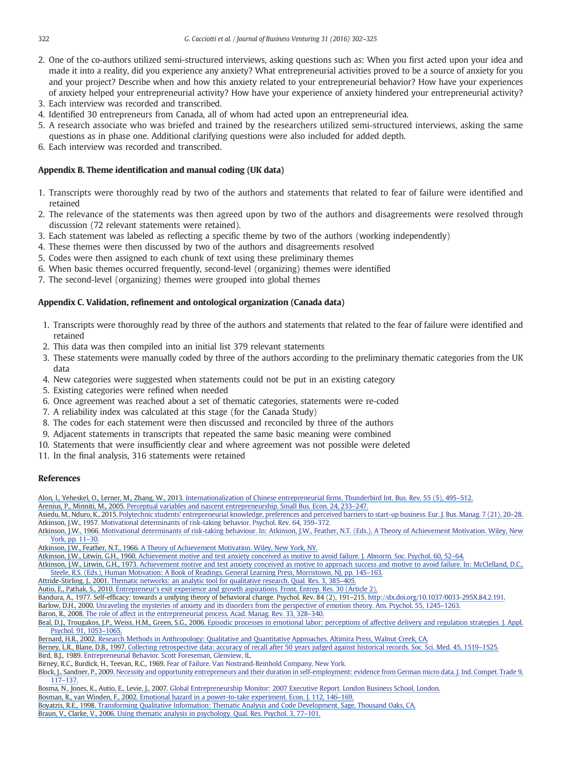2. One of the co-authors utilized semi-structured interviews, asking questions such as: When you first acted upon your idea and made it into a reality, did you experience any anxiety? What entrepreneurial activities proved to be a source of anxiety for you and your project? Describe when and how this anxiety related to your entrepreneurial behavior? How have your experiences of anxiety helped your entrepreneurial activity? How have your experience of anxiety hindered your entrepreneurial activity?
3. Each interview was recorded and transcribed.
4. Identified 30 entrepreneurs from Canada, all of whom had acted upon an entrepreneurial idea.
5. A research associate who was briefed and trained by the researchers utilized semi-structured interviews, asking the same questions as in phase one. Additional clarifying questions were also included for added depth.
6. Each interview was recorded and transcribed.

## Appendix B. Theme identification and manual coding (UK data)

1. Transcripts were thoroughly read by two of the authors and statements that related to fear of failure were identified and retained
2. The relevance of the statements was then agreed upon by two of the authors and disagreements were resolved through discussion (72 relevant statements were retained).
3. Each statement was labeled as reflecting a specific theme by two of the authors (working independently)
4. These themes were then discussed by two of the authors and disagreements resolved
5. Codes were then assigned to each chunk of text using these preliminary themes
6. When basic themes occurred frequently, second-level (organizing) themes were identified
7. The second-level (organizing) themes were grouped into global themes

## Appendix C. Validation, refinement and ontological organization (Canada data)

1. Transcripts were thoroughly read by three of the authors and statements that related to the fear of failure were identified and retained
2. This data was then compiled into an initial list 379 relevant statements
3. These statements were manually coded by three of the authors according to the preliminary thematic categories from the UK data
4. New categories were suggested when statements could not be put in an existing category
5. Existing categories were refined when needed
6. Once agreement was reached about a set of thematic categories, statements were re-coded
7. A reliability index was calculated at this stage (for the Canada Study)
8. The codes for each statement were then discussed and reconciled by three of the authors
9. Adjacent statements in transcripts that repeated the same basic meaning were combined
10. Statements that were insufficiently clear and where agreement was not possible were deleted
11. In the final analysis, 316 statements were retained

## References

Alon, I., Yeheskel, O., Lerner, M., Zhang, W., 2013. Internationalization of Chinese entrepreneurial firms. Thunderbird Int. Bus. Rev. 55 (5), 495–512.

Arenius, P., Minniti, M., 2005. Perceptual variables and nascent entrepreneurship. Small Bus. Econ. 24, 233–247.

Asiedu, M., Nduro, K., 2015. Polytechnic students' entrepreneurial knowledge, preferences and perceived barriers to start-up business. Eur. J. Bus. Manag. 7 (21), 20–28.

Atkinson, J.W., 1957. Motivational determinants of risk-taking behavior. Psychol. Rev. 64, 359–372.

Atkinson, J.W., 1966. Motivational determinants of risk-taking behaviour. In: Atkinson, J.W., Feather, N.T. (Eds.), A Theory of Achievement Motivation. Wiley, New York, pp. 11–30.

Atkinson, J.W., Feather, N.T., 1966. A Theory of Achievement Motivation. Wiley, New York, NY.

Atkinson, J.W., Litwin, G.H., 1960. Achievement motive and test anxiety conceived as motive to avoid failure. J. Abnorm. Soc. Psychol. 60, 52–64.

Atkinson, J.W., Litwin, G.H., 1973. Achievement motive and test anxiety conceived as motive to approach success and motive to avoid failure. In: McClelland, D.C., Steele, R.S. (Eds.), Human Motivation: A Book of Readings. General Learning Press, Morristown, NJ, pp. 145–163.

Attride-Stirling, J., 2001. Thematic networks: an analytic tool for qualitative research. Qual. Res. 3, 385–405.

Autio, E., Pathak, S., 2010. Entrepreneur's exit experience and growth aspirations. Front. Entrep. Res. 30 (Article 2).

Bandura, A., 1977. Self-efficacy: towards a unifying theory of behavioral change. Psychol. Rev. 84 (2), 191–215. http://dx.doi.org/10.1037/0033-295X.84.2.191.

Barlow, D.H., 2000. Unraveling the mysteries of anxiety and its disorders from the perspective of emotion theory. Am. Psychol. 55, 1245–1263.

Baron, R., 2008. The role of affect in the entrepreneurial process. Acad. Manag. Rev. 33, 328–340.

Beal, D.J., Trougakos, J.P., Weiss, H.M., Green, S.G., 2006. Episodic processes in emotional labor: perceptions of affective delivery and regulation strategies. J. Appl. Psychol. 91, 1053–1065.

Bernard, H.R., 2002. Research Methods in Anthropology: Qualitative and Quantitative Approaches. Altimira Press, Walnut Creek, CA.

Berney, L.R., Blane, D.B., 1997. Collecting retrospective data: accuracy of recall after 50 years judged against historical records. Soc. Sci. Med. 45, 1519–1525.

Bird, B.J., 1989. Entrepreneurial Behavior. Scott Foreseman, Glenview, IL.

Birney, R.C., Burdick, H., Teevan, R.C., 1969. Fear of Failure. Van Nostrand-Reinhold Company, New York.

Block, J., Sandner, P., 2009. Necessity and opportunity entrepreneurs and their duration in self-employment: evidence from German micro data. J. Ind. Compet. Trade 9, 117–137.

Bosma, N., Jones, K., Autio, E., Levie, J., 2007. Global Entrepreneurship Monitor: 2007 Executive Report. London Business School, London.

Bosman, R., van Winden, F., 2002. Emotional hazard in a power-to-take experiment. Econ. J. 112, 146–169.

Boyatzis, R.E., 1998. Transforming Qualitative Information: Thematic Analysis and Code Development. Sage, Thousand Oaks, CA.

Braun, V., Clarke, V., 2006. Using thematic analysis in psychology. Qual. Res. Psychol. 3, 77–101.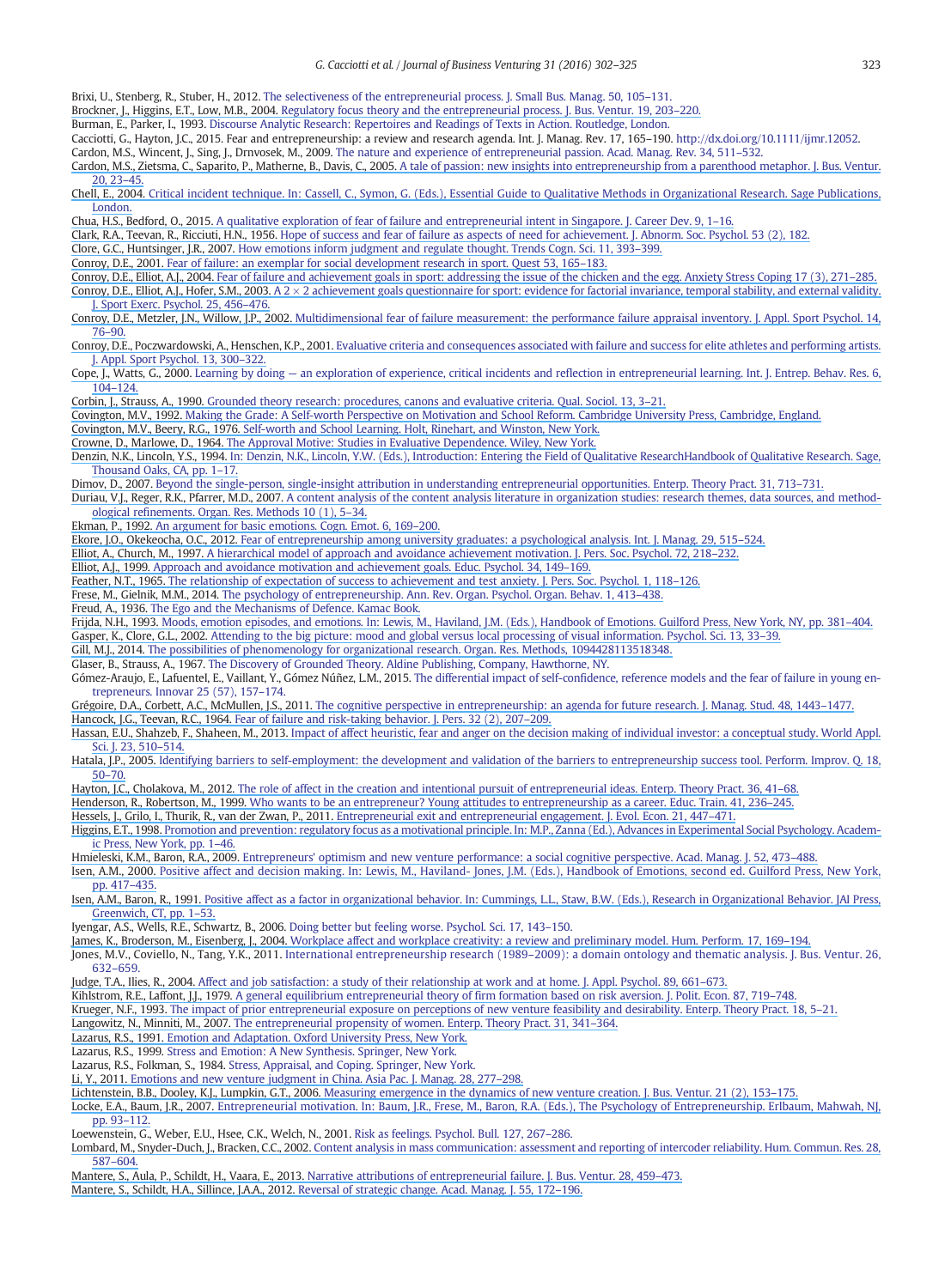Brixi, U., Stenberg, R., Stuber, H., 2012. The selectiveness of the entrepreneurial process. J. Small Bus. Manag. 50, 105–131.

Brockner, J., Higgins, E.T., Low, M.B., 2004. Regulatory focus theory and the entrepreneurial process. J. Bus. Ventur. 19, 203–220.

Burman, E., Parker, I., 1993. Discourse Analytic Research: Repertoires and Readings of Texts in Action. Routledge, London.

Cacciotti, G., Hayton, J.C., 2015. Fear and entrepreneurship: a review and research agenda. Int. J. Manag. Rev. 17, 165–190. http://dx.doi.org/10.1111/ijmr.12052.

Cardon, M.S., Wincent, J., Sing, J., Drnovsek, M., 2009. The nature and experience of entrepreneurial passion. Acad. Manag. Rev. 34, 511–532.

Cardon, M.S., Zietsma, C., Saparito, P., Matherne, B., Davis, C., 2005. A tale of passion: new insights into entrepreneurship from a parenthood metaphor. J. Bus. Ventur. 20, 23–45.

Chell, E., 2004. Critical incident technique. In: Cassell, C., Symon, G. (Eds.), Essential Guide to Qualitative Methods in Organizational Research. Sage Publications, London.

Chua, H.S., Bedford, O., 2015. A qualitative exploration of fear of failure and entrepreneurial intent in Singapore. J. Career Dev. 9, 1–16.

Clark, R.A., Teevan, R., Ricciuti, H.N., 1956. Hope of success and fear of failure as aspects of need for achievement. J. Abnorm. Soc. Psychol. 53 (2), 182.

Clore, G.C., Huntsinger, J.R., 2007. How emotions inform judgment and regulate thought. Trends Cogn. Sci. 11, 393–399.

Conroy, D.E., 2001. Fear of failure: an exemplar for social development research in sport. Quest 53, 165–183.

Conroy, D.E., Elliot, A.J., 2004. Fear of failure and achievement goals in sport: addressing the issue of the chicken and the egg. Anxiety Stress Coping 17 (3), 271–285.

Conroy, D.E., Elliot, A.J., Hofer, S.M., 2003. A 2 × 2 achievement goals questionnaire for sport: evidence for factorial invariance, temporal stability, and external validity. J. Sport Exerc. Psychol. 25, 456–476.

Conroy, D.E., Metzler, J.N., Willow, J.P., 2002. Multidimensional fear of failure measurement: the performance failure appraisal inventory. J. Appl. Sport Psychol. 14, 76–90.

Conroy, D.E., Poczwardowski, A., Henschen, K.P., 2001. Evaluative criteria and consequences associated with failure and success for elite athletes and performing artists. J. Appl. Sport Psychol. 13, 300–322.

Cope, J., Watts, G., 2000. Learning by doing — an exploration of experience, critical incidents and reflection in entrepreneurial learning. Int. J. Entrep. Behav. Res. 6, 104–124.

Corbin, J., Strauss, A., 1990. Grounded theory research: procedures, canons and evaluative criteria. Qual. Sociol. 13, 3–21.

Covington, M.V., 1992. Making the Grade: A Self-worth Perspective on Motivation and School Reform. Cambridge University Press, Cambridge, England.

Covington, M.V., Beery, R.G., 1976. Self-worth and School Learning. Holt, Rinehart, and Winston, New York.

Crowne, D., Marlowe, D., 1964. The Approval Motive: Studies in Evaluative Dependence. Wiley, New York.

Denzin, N.K., Lincoln, Y.S., 1994. In: Denzin, N.K., Lincoln, Y.W. (Eds.), Introduction: Entering the Field of Qualitative ResearchHandbook of Qualitative Research. Sage, Thousand Oaks, CA, pp. 1–17.

Dimov, D., 2007. Beyond the single-person, single-insight attribution in understanding entrepreneurial opportunities. Enterp. Theory Pract. 31, 713–731.

Duriau, V.J., Reger, R.K., Pfarrer, M.D., 2007. A content analysis of the content analysis literature in organization studies: research themes, data sources, and methodological refinements. Organ. Res. Methods 10 (1), 5–34.

Ekman, P., 1992. An argument for basic emotions. Cogn. Emot. 6, 169–200.

Ekore, J.O., Okekeocha, O.C., 2012. Fear of entrepreneurship among university graduates: a psychological analysis. Int. J. Manag. 29, 515–524.

Elliot, A., Church, M., 1997. A hierarchical model of approach and avoidance achievement motivation. J. Pers. Soc. Psychol. 72, 218–232.

Elliot, A.J., 1999. Approach and avoidance motivation and achievement goals. Educ. Psychol. 34, 149–169.

Feather, N.T., 1965. The relationship of expectation of success to achievement and test anxiety. J. Pers. Soc. Psychol. 1, 118–126.

Frese, M., Gielnik, M.M., 2014. The psychology of entrepreneurship. Ann. Rev. Organ. Psychol. Organ. Behav. 1, 413–438.

Freud, A., 1936. The Ego and the Mechanisms of Defence. Kamac Book.

Frijda, N.H., 1993. Moods, emotion episodes, and emotions. In: Lewis, M., Haviland, J.M. (Eds.), Handbook of Emotions. Guilford Press, New York, NY, pp. 381–404.

Gasper, K., Clore, G.L., 2002. Attending to the big picture: mood and global versus local processing of visual information. Psychol. Sci. 13, 33–39.

Gill, M.J., 2014. The possibilities of phenomenology for organizational research. Organ. Res. Methods, 1094428113518348.

Glaser, B., Strauss, A., 1967. The Discovery of Grounded Theory. Aldine Publishing, Company, Hawthorne, NY.

Gómez-Araujo, E., Lafuentel, E., Vaillant, Y., Gómez Núñez, L.M., 2015. The differential impact of self-confidence, reference models and the fear of failure in young entrepreneurs. Innovar 25 (57), 157–174.

Grégoire, D.A., Corbett, A.C., McMullen, J.S., 2011. The cognitive perspective in entrepreneurship: an agenda for future research. J. Manag. Stud. 48, 1443–1477.

Hancock, J.G., Teevan, R.C., 1964. Fear of failure and risk-taking behavior. J. Pers. 32 (2), 207–209.

Hassan, E.U., Shahzeb, F., Shaheen, M., 2013. Impact of affect heuristic, fear and anger on the decision making of individual investor: a conceptual study. World Appl. Sci. J. 23, 510–514.

Hatala, J.P., 2005. Identifying barriers to self-employment: the development and validation of the barriers to entrepreneurship success tool. Perform. Improv. Q. 18, 50–70.

Hayton, J.C., Cholakova, M., 2012. The role of affect in the creation and intentional pursuit of entrepreneurial ideas. Enterp. Theory Pract. 36, 41–68.

Henderson, R., Robertson, M., 1999. Who wants to be an entrepreneur? Young attitudes to entrepreneurship as a career. Educ. Train. 41, 236–245.

Hessels, J., Grilo, I., Thurik, R., van der Zwan, P., 2011. Entrepreneurial exit and entrepreneurial engagement. J. Evol. Econ. 21, 447–471.

Higgins, E.T., 1998. Promotion and prevention: regulatory focus as a motivational principle. In: M.P., Zanna (Ed.), Advances in Experimental Social Psychology. Academic Press, New York, pp. 1–46.

Hmieleski, K.M., Baron, R.A., 2009. Entrepreneurs' optimism and new venture performance: a social cognitive perspective. Acad. Manag. J. 52, 473–488.

Isen, A.M., 2000. Positive affect and decision making. In: Lewis, M., Haviland- Jones, J.M. (Eds.), Handbook of Emotions, second ed. Guilford Press, New York, pp. 417–435.

Isen, A.M., Baron, R., 1991. Positive affect as a factor in organizational behavior. In: Cummings, L.L., Staw, B.W. (Eds.), Research in Organizational Behavior. JAI Press, Greenwich, CT, pp. 1–53.

Iyengar, A.S., Wells, R.E., Schwartz, B., 2006. Doing better but feeling worse. Psychol. Sci. 17, 143–150.

James, K., Broderson, M., Eisenberg, J., 2004. Workplace affect and workplace creativity: a review and preliminary model. Hum. Perform. 17, 169–194.

Jones, M.V., Coviello, N., Tang, Y.K., 2011. International entrepreneurship research (1989–2009): a domain ontology and thematic analysis. J. Bus. Ventur. 26, 632–659.

Judge, T.A., Ilies, R., 2004. Affect and job satisfaction: a study of their relationship at work and at home. J. Appl. Psychol. 89, 661–673.

Kihlstrom, R.E., Laffont, J.J., 1979. A general equilibrium entrepreneurial theory of firm formation based on risk aversion. J. Polit. Econ. 87, 719–748.

Krueger, N.F., 1993. The impact of prior entrepreneurial exposure on perceptions of new venture feasibility and desirability. Enterp. Theory Pract. 18, 5–21.

Langowitz, N., Minniti, M., 2007. The entrepreneurial propensity of women. Enterp. Theory Pract. 31, 341–364.

Lazarus, R.S., 1991. Emotion and Adaptation. Oxford University Press, New York.

Lazarus, R.S., 1999. Stress and Emotion: A New Synthesis. Springer, New York.

Lazarus, R.S., Folkman, S., 1984. Stress, Appraisal, and Coping. Springer, New York.

Li, Y., 2011. Emotions and new venture judgment in China. Asia Pac. J. Manag. 28, 277–298.

Lichtenstein, B.B., Dooley, K.J., Lumpkin, G.T., 2006. Measuring emergence in the dynamics of new venture creation. J. Bus. Ventur. 21 (2), 153–175.

Locke, E.A., Baum, J.R., 2007. Entrepreneurial motivation. In: Baum, J.R., Frese, M., Baron, R.A. (Eds.), The Psychology of Entrepreneurship. Erlbaum, Mahwah, NJ, pp. 93–112.

Loewenstein, G., Weber, E.U., Hsee, C.K., Welch, N., 2001. Risk as feelings. Psychol. Bull. 127, 267–286.

Lombard, M., Snyder-Duch, J., Bracken, C.C., 2002. Content analysis in mass communication: assessment and reporting of intercoder reliability. Hum. Commun. Res. 28, 587–604.

Mantere, S., Aula, P., Schildt, H., Vaara, E., 2013. Narrative attributions of entrepreneurial failure. J. Bus. Ventur. 28, 459–473.

Mantere, S., Schildt, H.A., Sillince, J.A.A., 2012. Reversal of strategic change. Acad. Manag. J. 55, 172–196.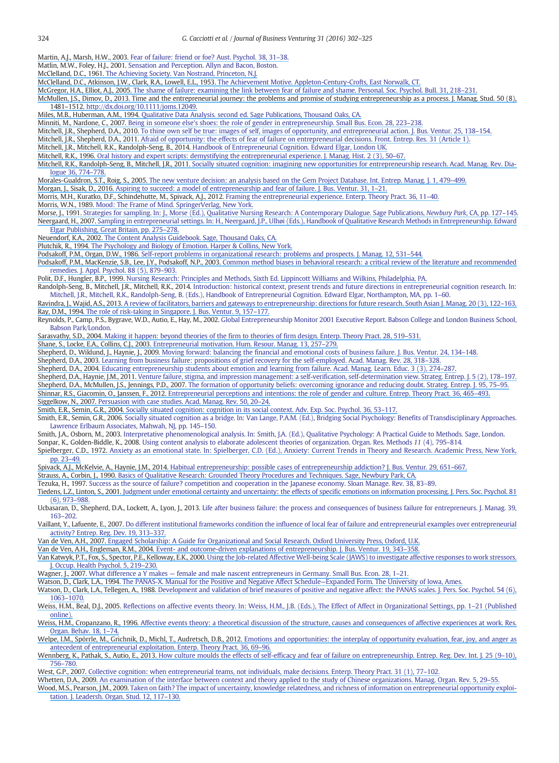Martin, A.J., Marsh, H.W., 2003. Fear of failure: friend or foe? Aust. Psychol. 38, 31–38.

Matlin, M.W., Foley, H.J., 2001. Sensation and Perception. Allyn and Bacon, Boston.

McClelland, D.C., 1961. The Achieving Society. Van Nostrand, Princeton, N.J.

McClelland, D.C., Atkinson, J.W., Clark, R.A., Lowell, E.L., 1953. The Achievement Motive. Appleton-Century-Crofts, East Norwalk, CT.

McGregor, H.A., Elliot, A.J., 2005. The shame of failure: examining the link between fear of failure and shame. Personal. Soc. Psychol. Bull. 31, 218–231.

McMullen, J.S., Dimov, D., 2013. Time and the entrepreneurial journey: the problems and promise of studying entrepreneurship as a process. J. Manag. Stud. 50 (8), 1481–1512. http://dx.doi.org/10.1111/joms.12049.

Miles, M.B., Huberman, A.M., 1994. Qualitative Data Analysis. second ed. Sage Publications, Thousand Oaks, CA.

Minniti, M., Nardone, C., 2007. Being in someone else's shoes: the role of gender in entrepreneurship. Small Bus. Econ. 28, 223–238.

Mitchell, J.R., Shepherd, D.A., 2010. To thine own self be true: images of self, images of opportunity, and entrepreneurial action. J. Bus. Ventur. 25, 138–154.

Mitchell, J.R., Shepherd, D.A., 2011. Afraid of opportunity: the effects of fear of failure on entrepreneurial decisions. Front. Entrep. Res. 31 (Article 1).

Mitchell, J.R., Mitchell, R.K., Randolph-Seng, B., 2014. Handbook of Entrepreneurial Cognition. Edward Elgar, London UK.

Mitchell, R.K., 1996. Oral history and expert scripts: demystifying the entrepreneurial experience. J. Manag. Hist. 2 (3), 50–67.

Mitchell, R.K., Randolph-Seng, B., Mitchell, J.R., 2011. Socially situated cognition: imagining new opportunities for entrepreneurship research. Acad. Manag. Rev. Dialogue 36, 774–778.

Morales-Gualdron, S.T., Roig, S., 2005. The new venture decision: an analysis based on the Gem Project Database. Int. Entrep. Manag. J. 1, 479–499.

Morgan, J., Sisak, D., 2016. Aspiring to succeed: a model of entrepreneurship and fear of failure. J. Bus. Ventur. 31, 1–21.

Morris, M.H., Kuratko, D.F., Schindehutte, M., Spivack, A.J., 2012. Framing the entrepreneurial experience. Enterp. Theory Pract. 36, 11–40.

Morris, W.N., 1989. Mood: The Frame of Mind. SpringerVerlag, New York.

Morse, J., 1991. Strategies for sampling. In: J., Morse (Ed.), Qualitative Nursing Research: A Contemporary Dialogue. Sage Publications, *Newbury Park*, CA, pp. 127–145.

Neergaard, H., 2007. Sampling in entrepreneurial settings. In: H., Neergaard, J.P., Ulhøi (Eds.), Handbook of Qualitative Research Methods in Entrepreneurship. Edward Elgar Publishing, Great Britain, pp. 275–278.

Neuendorf, K.A., 2002. The Content Analysis Guidebook. Sage, Thousand Oaks, CA.

Plutchik, R., 1994. The Psychology and Biology of Emotion. Harper & Collins, New York.

Podsakoff, P.M., Organ, D.W., 1986. Self-report problems in organizational research: problems and prospects. J. Manag. 12, 531–544.

Podsakoff, P.M., MacKenzie, S.B., Lee, J.Y., Podsakoff, N.P., 2003. Common method biases in behavioral research: a critical review of the literature and recommended remedies. J. Appl. Psychol. 88 (5), 879–903.

Polit, D.F., Hungler, B.P., 1999. Nursing Research: Principles and Methods, Sixth Ed. Lippincott Williams and Wilkins, Philadelphia, PA.

Randolph-Seng, B., Mitchell, J.R., Mitchell, R.K., 2014. Introduction: historical context, present trends and future directions in entrepreneurial cognition research. In: Mitchell, J.R., Mitchell, R.K., Randolph-Seng, B. (Eds.), Handbook of Entrepreneurial Cognition. Edward Elgar, Northampton, MA, pp. 1–60.

Ravindra, J., Wajid, A.S., 2013. A review of facilitators, barriers and gateways to entrepreneurship: directions for future research. South Asian J. Manag. 20 (3), 122–163.

Ray, D.M., 1994. The role of risk-taking in Singapore. J. Bus. Ventur. 9, 157–177.

Reynolds, P., Camp, P.S., Bygrave, W.D., Autio, E., Hay, M., 2002. Global Entrepreneurship Monitor 2001 Executive Report. Babson College and London Business School, Babson Park/London.

Sarasvathy, S.D., 2004. Making it happen: beyond theories of the firm to theories of firm design. Enterp. Theory Pract. 28, 519–531.

Shane, S., Locke, E.A., Collins, C.J., 2003. Entrepreneurial motivation. Hum. Resour. Manag. 13, 257–279.

Shepherd, D., Wiklund, J., Haynie, J., 2009. Moving forward: balancing the financial and emotional costs of business failure. J. Bus. Ventur. 24, 134–148.

Shepherd, D.A., 2003. Learning from business failure: propositions of grief recovery for the self-employed. Acad. Manag. Rev. 28, 318–328.

Shepherd, D.A., 2004. Educating entrepreneurship students about emotion and learning from failure. Acad. Manag. Learn. Educ. 3 (3), 274–287.

Shepherd, D.A., Haynie, J.M., 2011. Venture failure, stigma, and impression management: a self-verification, self-determination view. Strateg. Entrep. J. 5 (2), 178–197.

Shepherd, D.A., McMullen, J.S., Jennings, P.D., 2007. The formation of opportunity beliefs: overcoming ignorance and reducing doubt. Strateg. Entrep. J. 95, 75–95.

Shinnar, R.S., Giacomin, O., Janssen, F., 2012. Entrepreneurial perceptions and intentions: the role of gender and culture. Entrep. Theory Pract. 36, 465–493.

Siggelkow, N., 2007. Persuasion with case studies. Acad. Manag. Rev. 50, 20–24.

Smith, E.R., Semin, G.R., 2004. Socially situated cognition: cognition in its social context. Adv. Exp. Soc. Psychol. 36, 53–117.

Smith, E.R., Semin, G.R., 2006. Socially situated cognition as a bridge. In: Van Lange, P.A.M. (Ed.), Bridging Social Psychology: Benefits of Transdisciplinary Approaches. Lawrence Erlbaum Associates, Mahwah, NJ, pp. 145–150.

Smith, J.A., Osborn, M., 2003. Interpretative phenomenological analysis. In: Smith, J.A. (Ed.), Qualitative Psychology: A Practical Guide to Methods. Sage, London.

Sonpar, K., Golden-Biddle, K., 2008. Using content analysis to elaborate adolescent theories of organization. Organ. Res. Methods *11* (4), 795–814.

Spielberger, C.D., 1972. Anxiety as an emotional state. In: Spielberger, C.D. (Ed.), Anxiety: Current Trends in Theory and Research. Academic Press, New York, pp. 23–49.

Spivack, A.J., McKelvie, A., Haynie, J.M., 2014. Habitual entrepreneurship: possible cases of entrepreneurship addiction? J. Bus. Ventur. 29, 651–667.

Strauss, A., Corbin, J., 1990. Basics of Qualitative Research: Grounded Theory Procedures and Techniques. Sage, Newbury Park, CA.

Tezuka, H., 1997. Success as the source of failure? competition and cooperation in the Japanese economy. Sloan Manage. Rev. 38, 83–89.

Tiedens, L.Z., Linton, S., 2001. Judgment under emotional certainty and uncertainty: the effects of specific emotions on information processing. J. Pers. Soc. Psychol. 81 (6), 973–988.

Ucbasaran, D., Shepherd, D.A., Lockett, A., Lyon, J., 2013. Life after business failure: the process and consequences of business failure for entrepreneurs. J. Manag. 39, 163–202.

Vaillant, Y., Lafuente, E., 2007. Do different institutional frameworks condition the influence of local fear of failure and entrepreneurial examples over entrepreneurial activity? Entrep. Reg. Dev. 19, 313–337.

Van de Ven, A.H., 2007. Engaged Scholarship: A Guide for Organizational and Social Research. Oxford University Press, Oxford, U.K.

Van de Ven, A.H., Engleman, R.M., 2004. Event- and outcome-driven explanations of entrepreneurship. J. Bus. Ventur. 19, 343–358.

Van Katwyk, P.T., Fox, S., Spector, P.E., Kelloway, E.K., 2000. Using the Job-related Affective Well-being Scale (JAWS) to investigate affective responses to work stressors. J. Occup. Health Psychol. 5, 219–230.

Wagner, J., 2007. What difference a Y makes — female and male nascent entrepreneurs in Germany. Small Bus. Econ. 28, 1–21.

Watson, D., Clark, L.A., 1994. The PANAS-X. Manual for the Positive and Negative Affect Schedule—Expanded Form. The University of Iowa, Ames.

Watson, D., Clark, L.A., Tellegen, A., 1988. Development and validation of brief measures of positive and negative affect: the PANAS scales. J. Pers. Soc. Psychol. 54 (6), 1063–1070.

Weiss, H.M., Beal, D.J., 2005. Reflections on affective events theory. In: Weiss, H.M., J.B. (Eds.), The Effect of Affect in Organizational Settings, pp. 1–21 (Published online).

Weiss, H.M., Cropanzano, R., 1996. Affective events theory: a theoretical discussion of the structure, causes and consequences of affective experiences at work. Res. Organ. Behav. 18, 1–74.

Welpe, I.M., Spörrle, M., Grichnik, D., Michl, T., Audretsch, D.B., 2012. Emotions and opportunities: the interplay of opportunity evaluation, fear, joy, and anger as antecedent of entrepreneurial exploitation. Enterp. Theory Pract. 36, 69–96.

Wennberg, K., Pathak, S., Autio, E., 2013. How culture moulds the effects of self-efficacy and fear of failure on entrepreneurship. Entrep. Reg. Dev. Int. J. 25 (9–10), 756–780.

West, G.P., 2007. Collective cognition: when entrepreneurial teams, not individuals, make decisions. Enterp. Theory Pract. 31 (1), 77–102.

Whetten, D.A., 2009. An examination of the interface between context and theory applied to the study of Chinese organizations. Manag. Organ. Rev. 5, 29–55.

Wood, M.S., Pearson, J.M., 2009. Taken on faith? The impact of uncertainty, knowledge relatedness, and richness of information on entrepreneurial opportunity exploitation. J. Leadersh. Organ. Stud. 12, 117–130.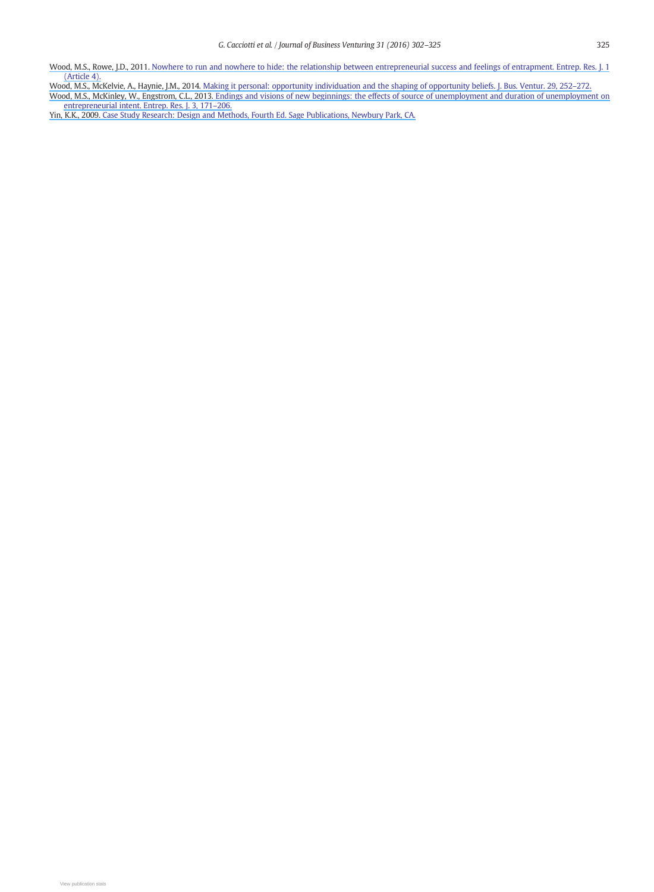Wood, M.S., Rowe, J.D., 2011. Nowhere to run and nowhere to hide: the relationship between entrepreneurial success and feelings of entrapment. Entrep. Res. J. 1 (Article 4).

Wood, M.S., McKelvie, A., Haynie, J.M., 2014. Making it personal: opportunity individuation and the shaping of opportunity beliefs. J. Bus. Ventur. 29, 252–272.

Wood, M.S., McKinley, W., Engstrom, C.L., 2013. Endings and visions of new beginnings: the effects of source of unemployment and duration of unemployment on entrepreneurial intent. Entrep. Res. J. 3, 171–206.

Yin, K.K., 2009. Case Study Research: Design and Methods, Fourth Ed. Sage Publications, Newbury Park, CA.

View publication stats